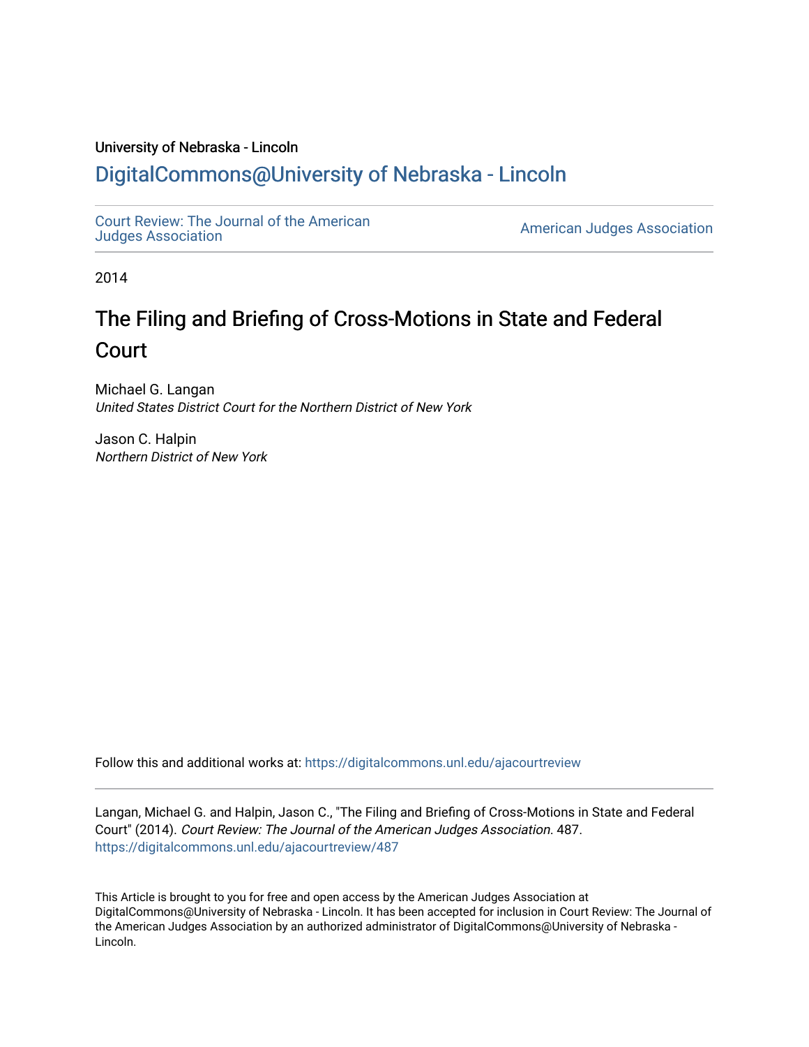University of Nebraska - Lincoln

## DigitalCommons@University of Nebraska - Lincoln

Court Review: The Journal of the American Judges Association

American Judges Association

2014

# The Filing and Briefing of Cross-Motions in State and Federal Court

Michael G. Langan
*United States District Court for the Northern District of New York*

Jason C. Halpin
*Northern District of New York*

Follow this and additional works at: https://digitalcommons.unl.edu/ajacourtreview

Langan, Michael G. and Halpin, Jason C., "The Filing and Briefing of Cross-Motions in State and Federal Court" (2014). *Court Review: The Journal of the American Judges Association*. 487.
https://digitalcommons.unl.edu/ajacourtreview/487

This Article is brought to you for free and open access by the American Judges Association at DigitalCommons@University of Nebraska - Lincoln. It has been accepted for inclusion in Court Review: The Journal of the American Judges Association by an authorized administrator of DigitalCommons@University of Nebraska - Lincoln.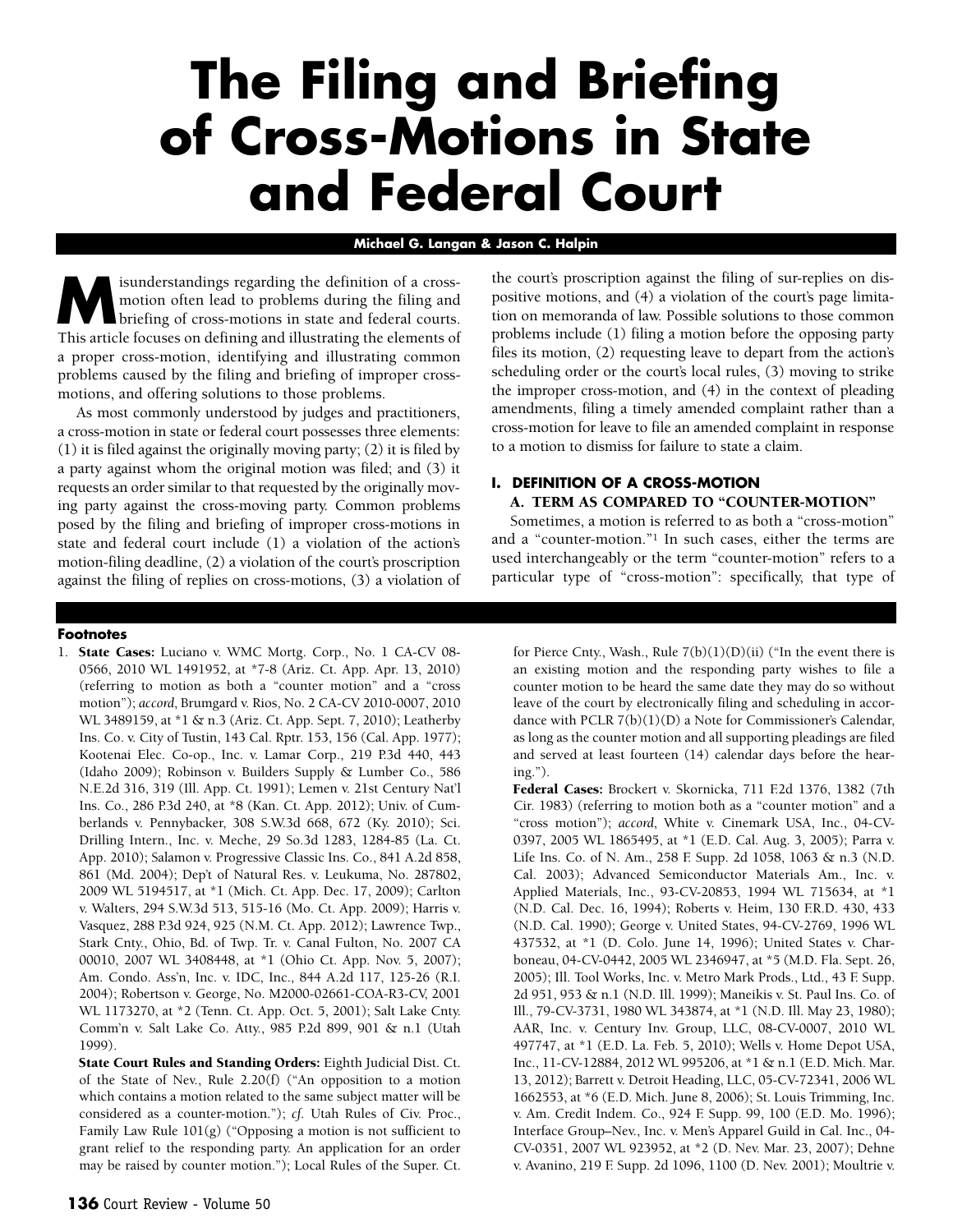# The Filing and Briefing of Cross-Motions in State and Federal Court

**Michael G. Langan & Jason C. Halpin**

Misunderstandings regarding the definition of a cross-motion often lead to problems during the filing and briefing of cross-motions in state and federal courts. This article focuses on defining and illustrating the elements of a proper cross-motion, identifying and illustrating common problems caused by the filing and briefing of improper cross-motions, and offering solutions to those problems.

As most commonly understood by judges and practitioners, a cross-motion in state or federal court possesses three elements: (1) it is filed against the originally moving party; (2) it is filed by a party against whom the original motion was filed; and (3) it requests an order similar to that requested by the originally moving party against the cross-moving party. Common problems posed by the filing and briefing of improper cross-motions in state and federal court include (1) a violation of the action's motion-filing deadline, (2) a violation of the court's proscription against the filing of replies on cross-motions, (3) a violation of the court's proscription against the filing of sur-replies on dispositive motions, and (4) a violation of the court's page limitation on memoranda of law. Possible solutions to those common problems include (1) filing a motion before the opposing party files its motion, (2) requesting leave to depart from the action's scheduling order or the court's local rules, (3) moving to strike the improper cross-motion, and (4) in the context of pleading amendments, filing a timely amended complaint rather than a cross-motion for leave to file an amended complaint in response to a motion to dismiss for failure to state a claim.

## I. DEFINITION OF A CROSS-MOTION

### A. TERM AS COMPARED TO "COUNTER-MOTION"

Sometimes, a motion is referred to as both a "cross-motion" and a "counter-motion."[1] In such cases, either the terms are used interchangeably or the term "counter-motion" refers to a particular type of "cross-motion": specifically, that type of

---

**Footnotes**

1. **State Cases:** Luciano v. WMC Mortg. Corp., No. 1 CA-CV 08-0566, 2010 WL 1491952, at *7-8 (Ariz. Ct. App. Apr. 13, 2010) (referring to motion as both a "counter motion" and a "cross motion"); *accord*, Brumgard v. Rios, No. 2 CA-CV 2010-0007, 2010 WL 3489159, at *1 & n.3 (Ariz. Ct. App. Sept. 7, 2010); Leatherby Ins. Co. v. City of Tustin, 143 Cal. Rptr. 153, 156 (Cal. App. 1977); Kootenai Elec. Co-op., Inc. v. Lamar Corp., 219 P.3d 440, 443 (Idaho 2009); Robinson v. Builders Supply & Lumber Co., 586 N.E.2d 316, 319 (Ill. App. Ct. 1991); Lemen v. 21st Century Nat'l Ins. Co., 286 P.3d 240, at *8 (Kan. Ct. App. 2012); Univ. of Cumberlands v. Pennybacker, 308 S.W.3d 668, 672 (Ky. 2010); Sci. Drilling Intern., Inc. v. Meche, 29 So.3d 1283, 1284-85 (La. Ct. App. 2010); Salamon v. Progressive Classic Ins. Co., 841 A.2d 858, 861 (Md. 2004); Dep't of Natural Res. v. Leukuma, No. 287802, 2009 WL 5194517, at *1 (Mich. Ct. App. Dec. 17, 2009); Carlton v. Walters, 294 S.W.3d 513, 515-16 (Mo. Ct. App. 2009); Harris v. Vasquez, 288 P.3d 924, 925 (N.M. Ct. App. 2012); Lawrence Twp., Stark Cnty., Ohio, Bd. of Twp. Tr. v. Canal Fulton, No. 2007 CA 00010, 2007 WL 3408448, at *1 (Ohio Ct. App. Nov. 5, 2007); Am. Condo. Ass'n, Inc. v. IDC, Inc., 844 A.2d 117, 125-26 (R.I. 2004); Robertson v. George, No. M2000-02661-COA-R3-CV, 2001 WL 1173270, at *2 (Tenn. Ct. App. Oct. 5, 2001); Salt Lake Cnty. Comm'n v. Salt Lake Co. Atty., 985 P.2d 899, 901 & n.1 (Utah 1999).

   **State Court Rules and Standing Orders:** Eighth Judicial Dist. Ct. of the State of Nev., Rule 2.20(f) ("An opposition to a motion which contains a motion related to the same subject matter will be considered as a counter-motion."); *cf.* Utah Rules of Civ. Proc., Family Law Rule 101(g) ("Opposing a motion is not sufficient to grant relief to the responding party. An application for an order may be raised by counter motion."); Local Rules of the Super. Ct. for Pierce Cnty., Wash., Rule 7(b)(1)(D)(ii) ("In the event there is an existing motion and the responding party wishes to file a counter motion to be heard the same date they may do so without leave of the court by electronically filing and scheduling in accordance with PCLR 7(b)(1)(D) a Note for Commissioner's Calendar, as long as the counter motion and all supporting pleadings are filed and served at least fourteen (14) calendar days before the hearing.").

   **Federal Cases:** Brockert v. Skornicka, 711 F.2d 1376, 1382 (7th Cir. 1983) (referring to motion both as a "counter motion" and a "cross motion"); *accord*, White v. Cinemark USA, Inc., 04-CV-0397, 2005 WL 1865495, at *1 (E.D. Cal. Aug. 3, 2005); Parra v. Life Ins. Co. of N. Am., 258 F. Supp. 2d 1058, 1063 & n.3 (N.D. Cal. 2003); Advanced Semiconductor Materials Am., Inc. v. Applied Materials, Inc., 93-CV-20853, 1994 WL 715634, at *1 (N.D. Cal. Dec. 16, 1994); Roberts v. Heim, 130 F.R.D. 430, 433 (N.D. Cal. 1990); George v. United States, 94-CV-2769, 1996 WL 437532, at *1 (D. Colo. June 14, 1996); United States v. Charboneau, 04-CV-0442, 2005 WL 2346947, at *5 (M.D. Fla. Sept. 26, 2005); Ill. Tool Works, Inc. v. Metro Mark Prods., Ltd., 43 F. Supp. 2d 951, 953 & n.1 (N.D. Ill. 1999); Maneikis v. St. Paul Ins. Co. of Ill., 79-CV-3731, 1980 WL 343874, at *1 (N.D. Ill. May 23, 1980); AAR, Inc. v. Century Inv. Group, LLC, 08-CV-0007, 2010 WL 497747, at *1 (E.D. La. Feb. 5, 2010); Wells v. Home Depot USA, Inc., 11-CV-12884, 2012 WL 995206, at *1 & n.1 (E.D. Mich. Mar. 13, 2012); Barrett v. Detroit Heading, LLC, 05-CV-72341, 2006 WL 1662553, at *6 (E.D. Mich. June 8, 2006); St. Louis Trimming, Inc. v. Am. Credit Indem. Co., 924 F. Supp. 99, 100 (E.D. Mo. 1996); Interface Group–Nev., Inc. v. Men's Apparel Guild in Cal. Inc., 04-CV-0351, 2007 WL 923952, at *2 (D. Nev. Mar. 23, 2007); Dehne v. Avanino, 219 F. Supp. 2d 1096, 1100 (D. Nev. 2001); Moultrie v.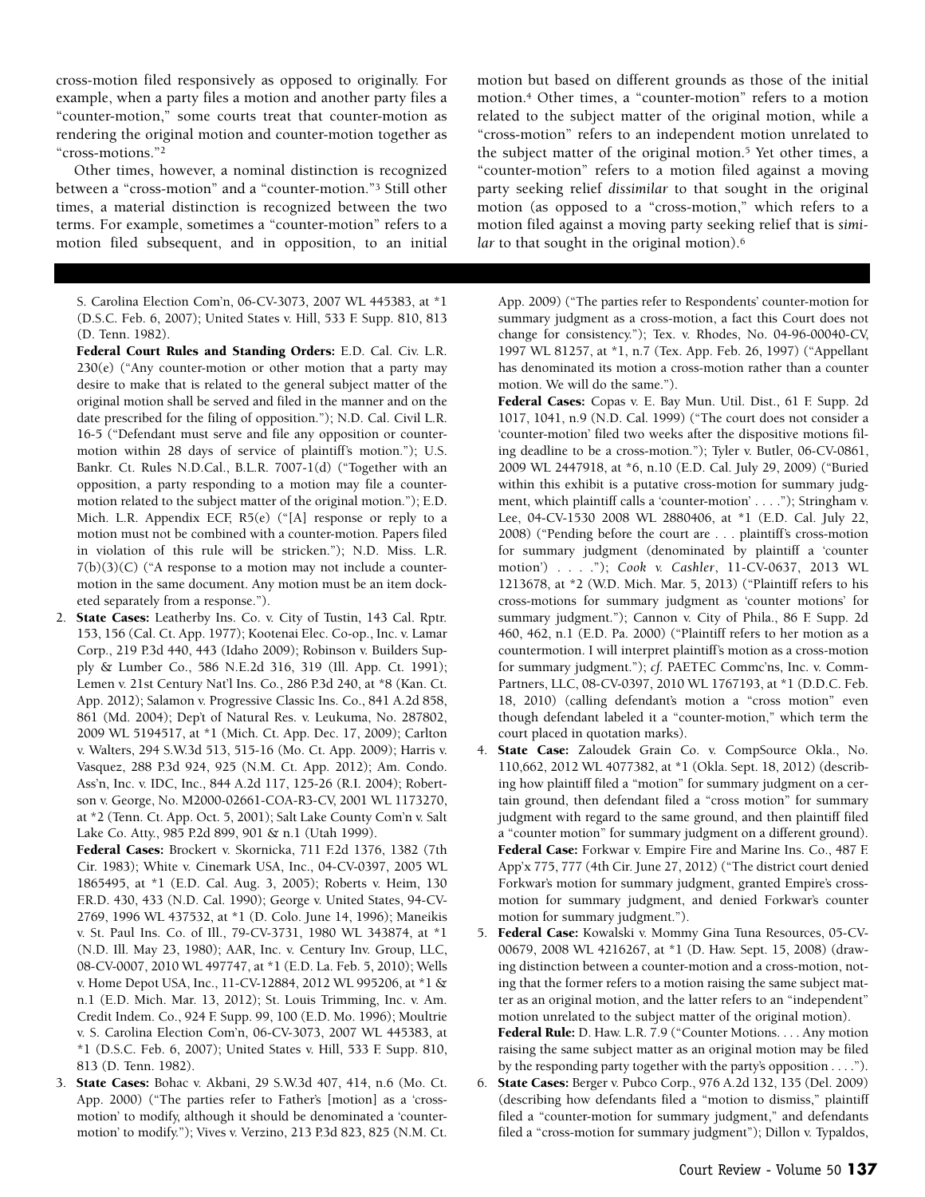cross-motion filed responsively as opposed to originally. For example, when a party files a motion and another party files a "counter-motion," some courts treat that counter-motion as rendering the original motion and counter-motion together as "cross-motions."[2]

Other times, however, a nominal distinction is recognized between a "cross-motion" and a "counter-motion."[3] Still other times, a material distinction is recognized between the two terms. For example, sometimes a "counter-motion" refers to a motion filed subsequent, and in opposition, to an initial motion but based on different grounds as those of the initial motion.[4] Other times, a "counter-motion" refers to a motion related to the subject matter of the original motion, while a "cross-motion" refers to an independent motion unrelated to the subject matter of the original motion.[5] Yet other times, a "counter-motion" refers to a motion filed against a moving party seeking relief *dissimilar* to that sought in the original motion (as opposed to a "cross-motion," which refers to a motion filed against a moving party seeking relief that is *similar* to that sought in the original motion).[6]

---

S. Carolina Election Com'n, 06-CV-3073, 2007 WL 445383, at *1 (D.S.C. Feb. 6, 2007); United States v. Hill, 533 F. Supp. 810, 813 (D. Tenn. 1982).

**Federal Court Rules and Standing Orders:** E.D. Cal. Civ. L.R. 230(e) ("Any counter-motion or other motion that a party may desire to make that is related to the general subject matter of the original motion shall be served and filed in the manner and on the date prescribed for the filing of opposition."); N.D. Cal. Civil L.R. 16-5 ("Defendant must serve and file any opposition or counter-motion within 28 days of service of plaintiff's motion."); U.S. Bankr. Ct. Rules N.D.Cal., B.L.R. 7007-1(d) ("Together with an opposition, a party responding to a motion may file a counter-motion related to the subject matter of the original motion."); E.D. Mich. L.R. Appendix ECF, R5(e) ("[A] response or reply to a motion must not be combined with a counter-motion. Papers filed in violation of this rule will be stricken."); N.D. Miss. L.R. 7(b)(3)(C) ("A response to a motion may not include a counter-motion in the same document. Any motion must be an item docketed separately from a response.").

2. **State Cases:** Leatherby Ins. Co. v. City of Tustin, 143 Cal. Rptr. 153, 156 (Cal. Ct. App. 1977); Kootenai Elec. Co-op., Inc. v. Lamar Corp., 219 P.3d 440, 443 (Idaho 2009); Robinson v. Builders Supply & Lumber Co., 586 N.E.2d 316, 319 (Ill. App. Ct. 1991); Lemen v. 21st Century Nat'l Ins. Co., 286 P.3d 240, at *8 (Kan. Ct. App. 2012); Salamon v. Progressive Classic Ins. Co., 841 A.2d 858, 861 (Md. 2004); Dep't of Natural Res. v. Leukuma, No. 287802, 2009 WL 5194517, at *1 (Mich. Ct. App. Dec. 17, 2009); Carlton v. Walters, 294 S.W.3d 513, 515-16 (Mo. Ct. App. 2009); Harris v. Vasquez, 288 P.3d 924, 925 (N.M. Ct. App. 2012); Am. Condo. Ass'n, Inc. v. IDC, Inc., 844 A.2d 117, 125-26 (R.I. 2004); Robertson v. George, No. M2000-02661-COA-R3-CV, 2001 WL 1173270, at *2 (Tenn. Ct. App. Oct. 5, 2001); Salt Lake County Com'n v. Salt Lake Co. Atty., 985 P.2d 899, 901 & n.1 (Utah 1999).

   **Federal Cases:** Brockert v. Skornicka, 711 F.2d 1376, 1382 (7th Cir. 1983); White v. Cinemark USA, Inc., 04-CV-0397, 2005 WL 1865495, at *1 (E.D. Cal. Aug. 3, 2005); Roberts v. Heim, 130 F.R.D. 430, 433 (N.D. Cal. 1990); George v. United States, 94-CV-2769, 1996 WL 437532, at *1 (D. Colo. June 14, 1996); Maneikis v. St. Paul Ins. Co. of Ill., 79-CV-3731, 1980 WL 343874, at *1 (N.D. Ill. May 23, 1980); AAR, Inc. v. Century Inv. Group, LLC, 08-CV-0007, 2010 WL 497747, at *1 (E.D. La. Feb. 5, 2010); Wells v. Home Depot USA, Inc., 11-CV-12884, 2012 WL 995206, at *1 & n.1 (E.D. Mich. Mar. 13, 2012); St. Louis Trimming, Inc. v. Am. Credit Indem. Co., 924 F. Supp. 99, 100 (E.D. Mo. 1996); Moultrie v. S. Carolina Election Com'n, 06-CV-3073, 2007 WL 445383, at *1 (D.S.C. Feb. 6, 2007); United States v. Hill, 533 F. Supp. 810, 813 (D. Tenn. 1982).

3. **State Cases:** Bohac v. Akbani, 29 S.W.3d 407, 414, n.6 (Mo. Ct. App. 2000) ("The parties refer to Father's [motion] as a 'cross-motion' to modify, although it should be denominated a 'counter-motion' to modify."); Vives v. Verzino, 213 P.3d 823, 825 (N.M. Ct. App. 2009) ("The parties refer to Respondents' counter-motion for summary judgment as a cross-motion, a fact this Court does not change for consistency."); Tex. v. Rhodes, No. 04-96-00040-CV, 1997 WL 81257, at *1, n.7 (Tex. App. Feb. 26, 1997) ("Appellant has denominated its motion a cross-motion rather than a counter motion. We will do the same.").

   **Federal Cases:** Copas v. E. Bay Mun. Util. Dist., 61 F. Supp. 2d 1017, 1041, n.9 (N.D. Cal. 1999) ("The court does not consider a 'counter-motion' filed two weeks after the dispositive motions filing deadline to be a cross-motion."); Tyler v. Butler, 06-CV-0861, 2009 WL 2447918, at *6, n.10 (E.D. Cal. July 29, 2009) ("Buried within this exhibit is a putative cross-motion for summary judgment, which plaintiff calls a 'counter-motion' . . . ."); Stringham v. Lee, 04-CV-1530 2008 WL 2880406, at *1 (E.D. Cal. July 22, 2008) ("Pending before the court are . . . plaintiff's cross-motion for summary judgment (denominated by plaintiff a 'counter motion') . . . ."); *Cook v. Cashler*, 11-CV-0637, 2013 WL 1213678, at *2 (W.D. Mich. Mar. 5, 2013) ("Plaintiff refers to his cross-motions for summary judgment as 'counter motions' for summary judgment."); Cannon v. City of Phila., 86 F. Supp. 2d 460, 462, n.1 (E.D. Pa. 2000) ("Plaintiff refers to her motion as a countermotion. I will interpret plaintiff's motion as a cross-motion for summary judgment."); *cf.* PAETEC Commc'ns, Inc. v. CommPartners, LLC, 08-CV-0397, 2010 WL 1767193, at *1 (D.D.C. Feb. 18, 2010) (calling defendant's motion a "cross motion" even though defendant labeled it a "counter-motion," which term the court placed in quotation marks).

4. **State Case:** Zaloudek Grain Co. v. CompSource Okla., No. 110,662, 2012 WL 4077382, at *1 (Okla. Sept. 18, 2012) (describing how plaintiff filed a "motion" for summary judgment on a certain ground, then defendant filed a "cross motion" for summary judgment with regard to the same ground, and then plaintiff filed a "counter motion" for summary judgment on a different ground).

   **Federal Case:** Forkwar v. Empire Fire and Marine Ins. Co., 487 F. App'x 775, 777 (4th Cir. June 27, 2012) ("The district court denied Forkwar's motion for summary judgment, granted Empire's cross-motion for summary judgment, and denied Forkwar's counter motion for summary judgment.").

5. **Federal Case:** Kowalski v. Mommy Gina Tuna Resources, 05-CV-00679, 2008 WL 4216267, at *1 (D. Haw. Sept. 15, 2008) (drawing distinction between a counter-motion and a cross-motion, noting that the former refers to a motion raising the same subject matter as an original motion, and the latter refers to an "independent" motion unrelated to the subject matter of the original motion).

   **Federal Rule:** D. Haw. L.R. 7.9 ("Counter Motions. . . . Any motion raising the same subject matter as an original motion may be filed by the responding party together with the party's opposition . . . .").

6. **State Cases:** Berger v. Pubco Corp., 976 A.2d 132, 135 (Del. 2009) (describing how defendants filed a "motion to dismiss," plaintiff filed a "counter-motion for summary judgment," and defendants filed a "cross-motion for summary judgment"); Dillon v. Typaldos,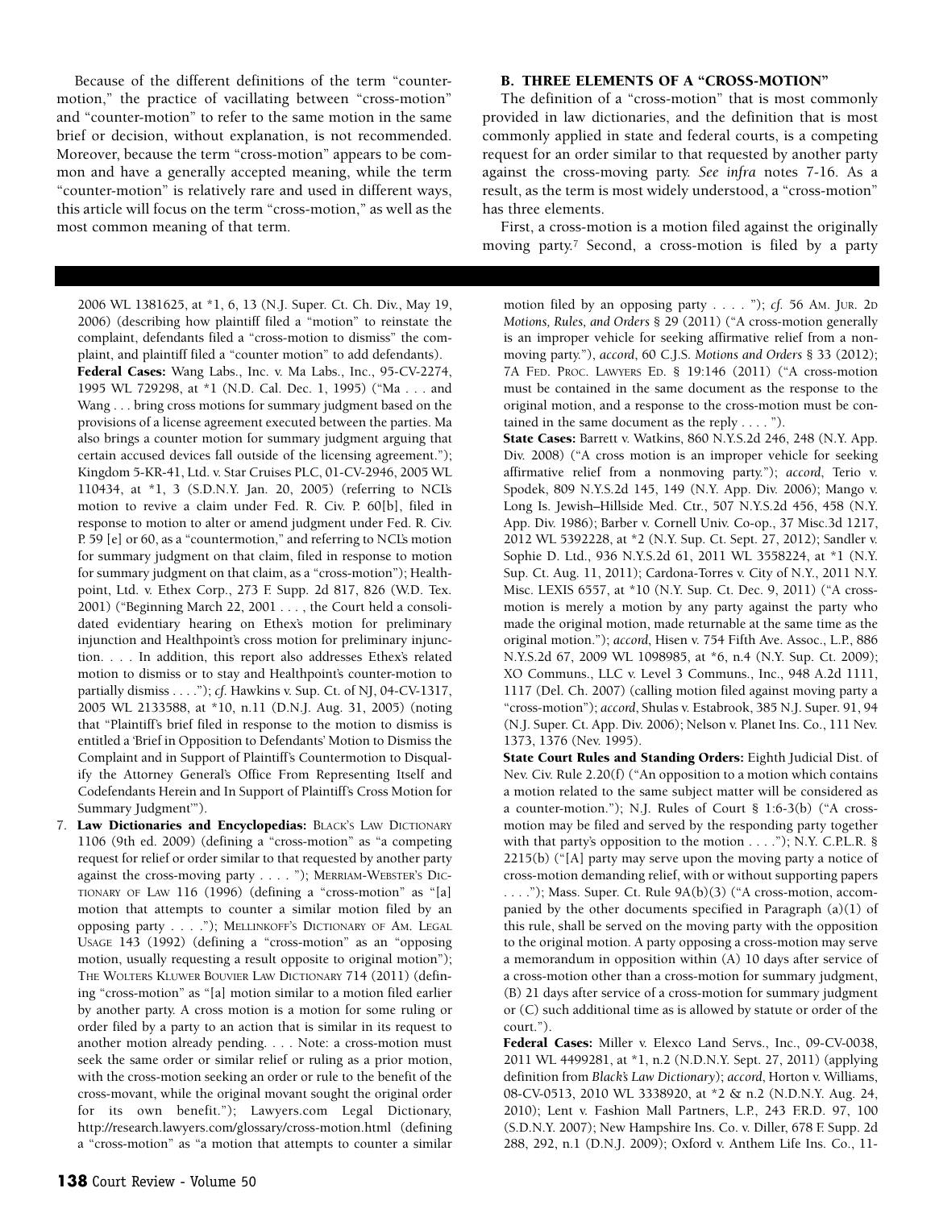Because of the different definitions of the term "counter-motion," the practice of vacillating between "cross-motion" and "counter-motion" to refer to the same motion in the same brief or decision, without explanation, is not recommended. Moreover, because the term "cross-motion" appears to be common and have a generally accepted meaning, while the term "counter-motion" is relatively rare and used in different ways, this article will focus on the term "cross-motion," as well as the most common meaning of that term.

### B. THREE ELEMENTS OF A "CROSS-MOTION"

The definition of a "cross-motion" that is most commonly provided in law dictionaries, and the definition that is most commonly applied in state and federal courts, is a competing request for an order similar to that requested by another party against the cross-moving party. *See infra* notes 7-16. As a result, as the term is most widely understood, a "cross-motion" has three elements.

First, a cross-motion is a motion filed against the originally moving party.[7] Second, a cross-motion is filed by a party

---

2006 WL 1381625, at *1, 6, 13 (N.J. Super. Ct. Ch. Div., May 19, 2006) (describing how plaintiff filed a "motion" to reinstate the complaint, defendants filed a "cross-motion to dismiss" the complaint, and plaintiff filed a "counter motion" to add defendants).

**Federal Cases:** Wang Labs., Inc. v. Ma Labs., Inc., 95-CV-2274, 1995 WL 729298, at *1 (N.D. Cal. Dec. 1, 1995) ("Ma . . . and Wang . . . bring cross motions for summary judgment based on the provisions of a license agreement executed between the parties. Ma also brings a counter motion for summary judgment arguing that certain accused devices fall outside of the licensing agreement."); Kingdom 5-KR-41, Ltd. v. Star Cruises PLC, 01-CV-2946, 2005 WL 110434, at *1, 3 (S.D.N.Y. Jan. 20, 2005) (referring to NCL's motion to revive a claim under Fed. R. Civ. P. 60[b], filed in response to motion to alter or amend judgment under Fed. R. Civ. P. 59 [e] or 60, as a "countermotion," and referring to NCL's motion for summary judgment on that claim, filed in response to motion for summary judgment on that claim, as a "cross-motion"); Healthpoint, Ltd. v. Ethex Corp., 273 F. Supp. 2d 817, 826 (W.D. Tex. 2001) ("Beginning March 22, 2001 . . . , the Court held a consolidated evidentiary hearing on Ethex's motion for preliminary injunction and Healthpoint's cross motion for preliminary injunction. . . . In addition, this report also addresses Ethex's related motion to dismiss or to stay and Healthpoint's counter-motion to partially dismiss . . . ."); *cf.* Hawkins v. Sup. Ct. of NJ, 04-CV-1317, 2005 WL 2133588, at *10, n.11 (D.N.J. Aug. 31, 2005) (noting that "Plaintiff's brief filed in response to the motion to dismiss is entitled a 'Brief in Opposition to Defendants' Motion to Dismiss the Complaint and in Support of Plaintiff's Countermotion to Disqualify the Attorney General's Office From Representing Itself and Codefendants Herein and In Support of Plaintiff's Cross Motion for Summary Judgment'").

7. **Law Dictionaries and Encyclopedias:** BLACK'S LAW DICTIONARY 1106 (9th ed. 2009) (defining a "cross-motion" as "a competing request for relief or order similar to that requested by another party against the cross-moving party . . . . "); MERRIAM-WEBSTER'S DICTIONARY OF LAW 116 (1996) (defining a "cross-motion" as "[a] motion that attempts to counter a similar motion filed by an opposing party . . . ."); MELLINKOFF'S DICTIONARY OF AM. LEGAL USAGE 143 (1992) (defining a "cross-motion" as an "opposing motion, usually requesting a result opposite to original motion"); THE WOLTERS KLUWER BOUVIER LAW DICTIONARY 714 (2011) (defining "cross-motion" as "[a] motion similar to a motion filed earlier by another party. A cross motion is a motion for some ruling or order filed by a party to an action that is similar in its request to another motion already pending. . . . Note: a cross-motion must seek the same order or similar relief or ruling as a prior motion, with the cross-motion seeking an order or rule to the benefit of the cross-movant, while the original movant sought the original order for its own benefit."); Lawyers.com Legal Dictionary, http://research.lawyers.com/glossary/cross-motion.html (defining a "cross-motion" as "a motion that attempts to counter a similar motion filed by an opposing party . . . . "); *cf.* 56 AM. JUR. 2D *Motions, Rules, and Orders* § 29 (2011) ("A cross-motion generally is an improper vehicle for seeking affirmative relief from a nonmoving party."), *accord*, 60 C.J.S. *Motions and Orders* § 33 (2012); 7A FED. PROC. LAWYERS ED. § 19:146 (2011) ("A cross-motion must be contained in the same document as the response to the original motion, and a response to the cross-motion must be contained in the same document as the reply . . . . ").

**State Cases:** Barrett v. Watkins, 860 N.Y.S.2d 246, 248 (N.Y. App. Div. 2008) ("A cross motion is an improper vehicle for seeking affirmative relief from a nonmoving party."); *accord*, Terio v. Spodek, 809 N.Y.S.2d 145, 149 (N.Y. App. Div. 2006); Mango v. Long Is. Jewish–Hillside Med. Ctr., 507 N.Y.S.2d 456, 458 (N.Y. App. Div. 1986); Barber v. Cornell Univ. Co-op., 37 Misc.3d 1217, 2012 WL 5392228, at *2 (N.Y. Sup. Ct. Sept. 27, 2012); Sandler v. Sophie D. Ltd., 936 N.Y.S.2d 61, 2011 WL 3558224, at *1 (N.Y. Sup. Ct. Aug. 11, 2011); Cardona-Torres v. City of N.Y., 2011 N.Y. Misc. LEXIS 6557, at *10 (N.Y. Sup. Ct. Dec. 9, 2011) ("A cross-motion is merely a motion by any party against the party who made the original motion, made returnable at the same time as the original motion."); *accord*, Hisen v. 754 Fifth Ave. Assoc., L.P., 886 N.Y.S.2d 67, 2009 WL 1098985, at *6, n.4 (N.Y. Sup. Ct. 2009); XO Communs., LLC v. Level 3 Communs., Inc., 948 A.2d 1111, 1117 (Del. Ch. 2007) (calling motion filed against moving party a "cross-motion"); *accord*, Shulas v. Estabrook, 385 N.J. Super. 91, 94 (N.J. Super. Ct. App. Div. 2006); Nelson v. Planet Ins. Co., 111 Nev. 1373, 1376 (Nev. 1995).

**State Court Rules and Standing Orders:** Eighth Judicial Dist. of Nev. Civ. Rule 2.20(f) ("An opposition to a motion which contains a motion related to the same subject matter will be considered as a counter-motion."); N.J. Rules of Court § 1:6-3(b) ("A cross-motion may be filed and served by the responding party together with that party's opposition to the motion . . . ."); N.Y. C.P.L.R. § 2215(b) ("[A] party may serve upon the moving party a notice of cross-motion demanding relief, with or without supporting papers . . . ."); Mass. Super. Ct. Rule 9A(b)(3) ("A cross-motion, accompanied by the other documents specified in Paragraph (a)(1) of this rule, shall be served on the moving party with the opposition to the original motion. A party opposing a cross-motion may serve a memorandum in opposition within (A) 10 days after service of a cross-motion other than a cross-motion for summary judgment, (B) 21 days after service of a cross-motion for summary judgment or (C) such additional time as is allowed by statute or order of the court.").

**Federal Cases:** Miller v. Elexco Land Servs., Inc., 09-CV-0038, 2011 WL 4499281, at *1, n.2 (N.D.N.Y. Sept. 27, 2011) (applying definition from *Black's Law Dictionary*); *accord*, Horton v. Williams, 08-CV-0513, 2010 WL 3338920, at *2 & n.2 (N.D.N.Y. Aug. 24, 2010); Lent v. Fashion Mall Partners, L.P., 243 F.R.D. 97, 100 (S.D.N.Y. 2007); New Hampshire Ins. Co. v. Diller, 678 F. Supp. 2d 288, 292, n.1 (D.N.J. 2009); Oxford v. Anthem Life Ins. Co., 11-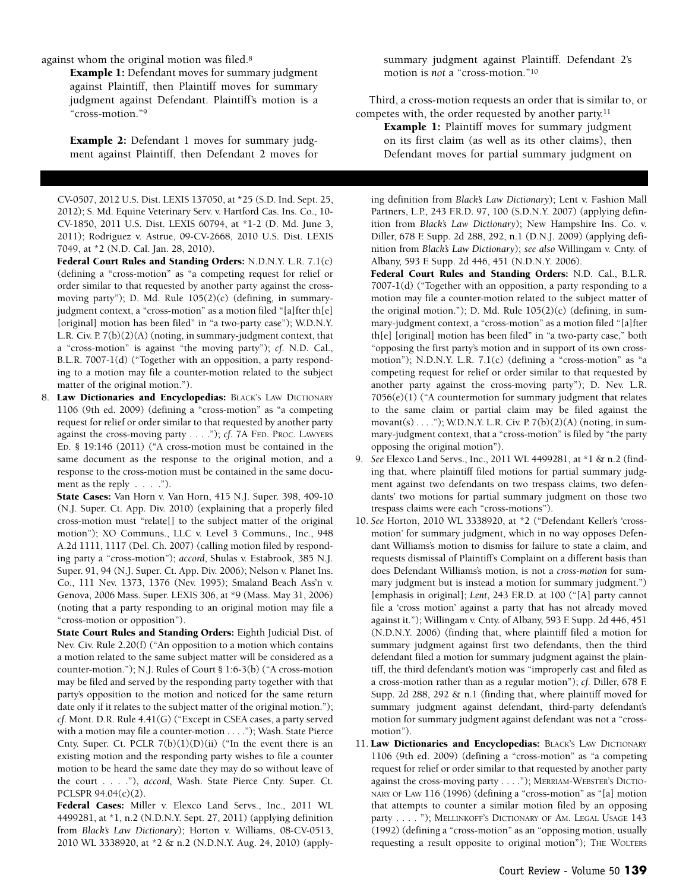against whom the original motion was filed.[8]

**Example 1:** Defendant moves for summary judgment against Plaintiff, then Plaintiff moves for summary judgment against Defendant. Plaintiff's motion is a "cross-motion."[9]

**Example 2:** Defendant 1 moves for summary judgment against Plaintiff, then Defendant 2 moves for summary judgment against Plaintiff. Defendant 2's motion is *not* a "cross-motion."[10]

Third, a cross-motion requests an order that is similar to, or competes with, the order requested by another party.[11]

**Example 1:** Plaintiff moves for summary judgment on its first claim (as well as its other claims), then Defendant moves for partial summary judgment on

---

CV-0507, 2012 U.S. Dist. LEXIS 137050, at *25 (S.D. Ind. Sept. 25, 2012); S. Md. Equine Veterinary Serv. v. Hartford Cas. Ins. Co., 10-CV-1850, 2011 U.S. Dist. LEXIS 60794, at *1-2 (D. Md. June 3, 2011); Rodriguez v. Astrue, 09-CV-2668, 2010 U.S. Dist. LEXIS 7049, at *2 (N.D. Cal. Jan. 28, 2010).

**Federal Court Rules and Standing Orders:** N.D.N.Y. L.R. 7.1(c) (defining a "cross-motion" as "a competing request for relief or order similar to that requested by another party against the cross-moving party"); D. Md. Rule 105(2)(c) (defining, in summary-judgment context, a "cross-motion" as a motion filed "[a]fter th[e] [original] motion has been filed" in "a two-party case"); W.D.N.Y. L.R. Civ. P. 7(b)(2)(A) (noting, in summary-judgment context, that a "cross-motion" is against "the moving party"); *cf.* N.D. Cal., B.L.R. 7007-1(d) ("Together with an opposition, a party responding to a motion may file a counter-motion related to the subject matter of the original motion.").

8. **Law Dictionaries and Encyclopedias:** BLACK'S LAW DICTIONARY 1106 (9th ed. 2009) (defining a "cross-motion" as "a competing request for relief or order similar to that requested by another party against the cross-moving party . . . ."); *cf.* 7A FED. PROC. LAWYERS ED. § 19:146 (2011) ("A cross-motion must be contained in the same document as the response to the original motion, and a response to the cross-motion must be contained in the same document as the reply . . . .").

   **State Cases:** Van Horn v. Van Horn, 415 N.J. Super. 398, 409-10 (N.J. Super. Ct. App. Div. 2010) (explaining that a properly filed cross-motion must "relate[] to the subject matter of the original motion"); XO Communs., LLC v. Level 3 Communs., Inc., 948 A.2d 1111, 1117 (Del. Ch. 2007) (calling motion filed by responding party a "cross-motion"); *accord*, Shulas v. Estabrook, 385 N.J. Super. 91, 94 (N.J. Super. Ct. App. Div. 2006); Nelson v. Planet Ins. Co., 111 Nev. 1373, 1376 (Nev. 1995); Smaland Beach Ass'n v. Genova, 2006 Mass. Super. LEXIS 306, at *9 (Mass. May 31, 2006) (noting that a party responding to an original motion may file a "cross-motion or opposition").

   **State Court Rules and Standing Orders:** Eighth Judicial Dist. of Nev. Civ. Rule 2.20(f) ("An opposition to a motion which contains a motion related to the same subject matter will be considered as a counter-motion."); N.J. Rules of Court § 1:6-3(b) ("A cross-motion may be filed and served by the responding party together with that party's opposition to the motion and noticed for the same return date only if it relates to the subject matter of the original motion."); *cf.* Mont. D.R. Rule 4.41(G) ("Except in CSEA cases, a party served with a motion may file a counter-motion . . . ."); Wash. State Pierce Cnty. Super. Ct. PCLR 7(b)(1)(D)(ii) ("In the event there is an existing motion and the responding party wishes to file a counter motion to be heard the same date they may do so without leave of the court . . . ."), *accord*, Wash. State Pierce Cnty. Super. Ct. PCLSPR 94.04(c)(2).

   **Federal Cases:** Miller v. Elexco Land Servs., Inc., 2011 WL 4499281, at *1, n.2 (N.D.N.Y. Sept. 27, 2011) (applying definition from *Black's Law Dictionary*); Horton v. Williams, 08-CV-0513, 2010 WL 3338920, at *2 & n.2 (N.D.N.Y. Aug. 24, 2010) (applying definition from *Black's Law Dictionary*); Lent v. Fashion Mall Partners, L.P., 243 F.R.D. 97, 100 (S.D.N.Y. 2007) (applying definition from *Black's Law Dictionary*); New Hampshire Ins. Co. v. Diller, 678 F. Supp. 2d 288, 292, n.1 (D.N.J. 2009) (applying definition from *Black's Law Dictionary*); *see also* Willingam v. Cnty. of Albany, 593 F. Supp. 2d 446, 451 (N.D.N.Y. 2006).

   **Federal Court Rules and Standing Orders:** N.D. Cal., B.L.R. 7007-1(d) ("Together with an opposition, a party responding to a motion may file a counter-motion related to the subject matter of the original motion."); D. Md. Rule 105(2)(c) (defining, in summary-judgment context, a "cross-motion" as a motion filed "[a]fter th[e] [original] motion has been filed" in "a two-party case," both "opposing the first party's motion and in support of its own cross-motion"); N.D.N.Y. L.R. 7.1(c) (defining a "cross-motion" as "a competing request for relief or order similar to that requested by another party against the cross-moving party"); D. Nev. L.R. 7056(e)(1) ("A countermotion for summary judgment that relates to the same claim or partial claim may be filed against the movant(s) . . . ."); W.D.N.Y. L.R. Civ. P. 7(b)(2)(A) (noting, in summary-judgment context, that a "cross-motion" is filed by "the party opposing the original motion").

9. *See* Elexco Land Servs., Inc., 2011 WL 4499281, at *1 & n.2 (finding that, where plaintiff filed motions for partial summary judgment against two defendants on two trespass claims, two defendants' two motions for partial summary judgment on those two trespass claims were each "cross-motions").

10. *See* Horton, 2010 WL 3338920, at *2 ("Defendant Keller's 'cross-motion' for summary judgment, which in no way opposes Defendant Williams's motion to dismiss for failure to state a claim, and requests dismissal of Plaintiff's Complaint on a different basis than does Defendant Williams's motion, is not a *cross-motion* for summary judgment but is instead a motion for summary judgment.") [emphasis in original]; *Lent*, 243 F.R.D. at 100 ("[A] party cannot file a 'cross motion' against a party that has not already moved against it."); Willingam v. Cnty. of Albany, 593 F. Supp. 2d 446, 451 (N.D.N.Y. 2006) (finding that, where plaintiff filed a motion for summary judgment against first two defendants, then the third defendant filed a motion for summary judgment against the plaintiff, the third defendant's motion was "improperly cast and filed as a cross-motion rather than as a regular motion"); *cf.* Diller, 678 F. Supp. 2d 288, 292 & n.1 (finding that, where plaintiff moved for summary judgment against defendant, third-party defendant's motion for summary judgment against defendant was not a "cross-motion").

11. **Law Dictionaries and Encyclopedias:** BLACK'S LAW DICTIONARY 1106 (9th ed. 2009) (defining a "cross-motion" as "a competing request for relief or order similar to that requested by another party against the cross-moving party . . . ."); MERRIAM-WEBSTER'S DICTIONARY OF LAW 116 (1996) (defining a "cross-motion" as "[a] motion that attempts to counter a similar motion filed by an opposing party . . . . "); MELLINKOFF'S DICTIONARY OF AM. LEGAL USAGE 143 (1992) (defining a "cross-motion" as an "opposing motion, usually requesting a result opposite to original motion"); THE WOLTERS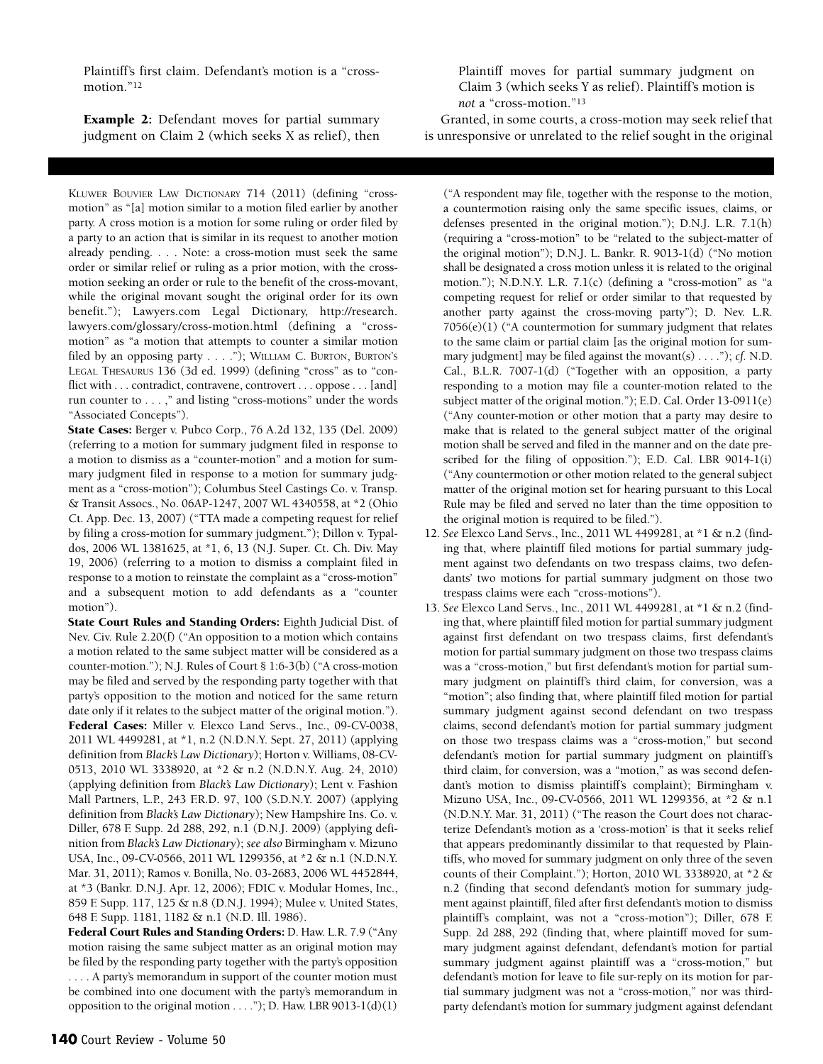Plaintiff's first claim. Defendant's motion is a "cross-motion."[12]

**Example 2:** Defendant moves for partial summary judgment on Claim 2 (which seeks X as relief), then Plaintiff moves for partial summary judgment on Claim 3 (which seeks Y as relief). Plaintiff's motion is *not* a "cross-motion."[13]

Granted, in some courts, a cross-motion may seek relief that is unresponsive or unrelated to the relief sought in the original

---

KLUWER BOUVIER LAW DICTIONARY 714 (2011) (defining "cross-motion" as "[a] motion similar to a motion filed earlier by another party. A cross motion is a motion for some ruling or order filed by a party to an action that is similar in its request to another motion already pending. . . . Note: a cross-motion must seek the same order or similar relief or ruling as a prior motion, with the cross-motion seeking an order or rule to the benefit of the cross-movant, while the original movant sought the original order for its own benefit."); Lawyers.com Legal Dictionary, http://research.lawyers.com/glossary/cross-motion.html (defining a "cross-motion" as "a motion that attempts to counter a similar motion filed by an opposing party . . . ."); WILLIAM C. BURTON, BURTON'S LEGAL THESAURUS 136 (3d ed. 1999) (defining "cross" as to "conflict with . . . contradict, contravene, controvert . . . oppose . . . [and] run counter to . . . ," and listing "cross-motions" under the words "Associated Concepts").

**State Cases:** Berger v. Pubco Corp., 76 A.2d 132, 135 (Del. 2009) (referring to a motion for summary judgment filed in response to a motion to dismiss as a "counter-motion" and a motion for summary judgment filed in response to a motion for summary judgment as a "cross-motion"); Columbus Steel Castings Co. v. Transp. & Transit Assocs., No. 06AP-1247, 2007 WL 4340558, at *2 (Ohio Ct. App. Dec. 13, 2007) ("TTA made a competing request for relief by filing a cross-motion for summary judgment."); Dillon v. Typaldos, 2006 WL 1381625, at *1, 6, 13 (N.J. Super. Ct. Ch. Div. May 19, 2006) (referring to a motion to dismiss a complaint filed in response to a motion to reinstate the complaint as a "cross-motion" and a subsequent motion to add defendants as a "counter motion").

**State Court Rules and Standing Orders:** Eighth Judicial Dist. of Nev. Civ. Rule 2.20(f) ("An opposition to a motion which contains a motion related to the same subject matter will be considered as a counter-motion."); N.J. Rules of Court § 1:6-3(b) ("A cross-motion may be filed and served by the responding party together with that party's opposition to the motion and noticed for the same return date only if it relates to the subject matter of the original motion.").

**Federal Cases:** Miller v. Elexco Land Servs., Inc., 09-CV-0038, 2011 WL 4499281, at *1, n.2 (N.D.N.Y. Sept. 27, 2011) (applying definition from *Black's Law Dictionary*); Horton v. Williams, 08-CV-0513, 2010 WL 3338920, at *2 & n.2 (N.D.N.Y. Aug. 24, 2010) (applying definition from *Black's Law Dictionary*); Lent v. Fashion Mall Partners, L.P., 243 F.R.D. 97, 100 (S.D.N.Y. 2007) (applying definition from *Black's Law Dictionary*); New Hampshire Ins. Co. v. Diller, 678 F. Supp. 2d 288, 292, n.1 (D.N.J. 2009) (applying definition from *Black's Law Dictionary*); *see also* Birmingham v. Mizuno USA, Inc., 09-CV-0566, 2011 WL 1299356, at *2 & n.1 (N.D.N.Y. Mar. 31, 2011); Ramos v. Bonilla, No. 03-2683, 2006 WL 4452844, at *3 (Bankr. D.N.J. Apr. 12, 2006); FDIC v. Modular Homes, Inc., 859 F. Supp. 117, 125 & n.8 (D.N.J. 1994); Mulee v. United States, 648 F. Supp. 1181, 1182 & n.1 (N.D. Ill. 1986).

**Federal Court Rules and Standing Orders:** D. Haw. L.R. 7.9 ("Any motion raising the same subject matter as an original motion may be filed by the responding party together with the party's opposition . . . . A party's memorandum in support of the counter motion must be combined into one document with the party's memorandum in opposition to the original motion . . . ."); D. Haw. LBR 9013-1(d)(1) ("A respondent may file, together with the response to the motion, a countermotion raising only the same specific issues, claims, or defenses presented in the original motion."); D.N.J. L.R. 7.1(h) (requiring a "cross-motion" to be "related to the subject-matter of the original motion"); D.N.J. L. Bankr. R. 9013-1(d) ("No motion shall be designated a cross motion unless it is related to the original motion."); N.D.N.Y. L.R. 7.1(c) (defining a "cross-motion" as "a competing request for relief or order similar to that requested by another party against the cross-moving party"); D. Nev. L.R. 7056(e)(1) ("A countermotion for summary judgment that relates to the same claim or partial claim [as the original motion for summary judgment] may be filed against the movant(s) . . . ."); *cf.* N.D. Cal., B.L.R. 7007-1(d) ("Together with an opposition, a party responding to a motion may file a counter-motion related to the subject matter of the original motion."); E.D. Cal. Order 13-0911(e) ("Any counter-motion or other motion that a party may desire to make that is related to the general subject matter of the original motion shall be served and filed in the manner and on the date prescribed for the filing of opposition."); E.D. Cal. LBR 9014-1(i) ("Any countermotion or other motion related to the general subject matter of the original motion set for hearing pursuant to this Local Rule may be filed and served no later than the time opposition to the original motion is required to be filed.").

12. *See* Elexco Land Servs., Inc., 2011 WL 4499281, at *1 & n.2 (finding that, where plaintiff filed motions for partial summary judgment against two defendants on two trespass claims, two defendants' two motions for partial summary judgment on those two trespass claims were each "cross-motions").

13. *See* Elexco Land Servs., Inc., 2011 WL 4499281, at *1 & n.2 (finding that, where plaintiff filed motion for partial summary judgment against first defendant on two trespass claims, first defendant's motion for partial summary judgment on those two trespass claims was a "cross-motion," but first defendant's motion for partial summary judgment on plaintiff's third claim, for conversion, was a "motion"; also finding that, where plaintiff filed motion for partial summary judgment against second defendant on two trespass claims, second defendant's motion for partial summary judgment on those two trespass claims was a "cross-motion," but second defendant's motion for partial summary judgment on plaintiff's third claim, for conversion, was a "motion," as was second defendant's motion to dismiss plaintiff's complaint); Birmingham v. Mizuno USA, Inc., 09-CV-0566, 2011 WL 1299356, at *2 & n.1 (N.D.N.Y. Mar. 31, 2011) ("The reason the Court does not characterize Defendant's motion as a 'cross-motion' is that it seeks relief that appears predominantly dissimilar to that requested by Plaintiffs, who moved for summary judgment on only three of the seven counts of their Complaint."); Horton, 2010 WL 3338920, at *2 & n.2 (finding that second defendant's motion for summary judgment against plaintiff, filed after first defendant's motion to dismiss plaintiff's complaint, was not a "cross-motion"); Diller, 678 F. Supp. 2d 288, 292 (finding that, where plaintiff moved for summary judgment against defendant, defendant's motion for partial summary judgment against plaintiff was a "cross-motion," but defendant's motion for leave to file sur-reply on its motion for partial summary judgment was not a "cross-motion," nor was third-party defendant's motion for summary judgment against defendant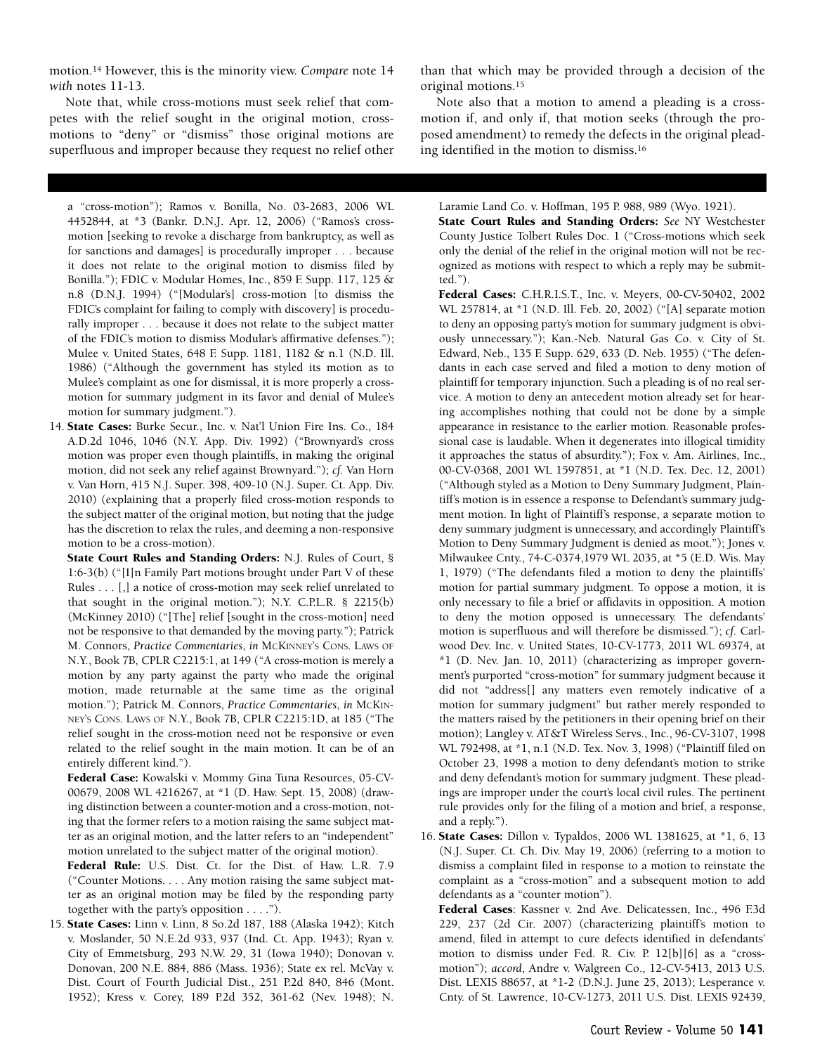motion.[14] However, this is the minority view. *Compare* note 14 *with* notes 11-13.

Note that, while cross-motions must seek relief that competes with the relief sought in the original motion, cross-motions to "deny" or "dismiss" those original motions are superfluous and improper because they request no relief other than that which may be provided through a decision of the original motions.[15]

Note also that a motion to amend a pleading is a cross-motion if, and only if, that motion seeks (through the proposed amendment) to remedy the defects in the original pleading identified in the motion to dismiss.[16]

---

a "cross-motion"); Ramos v. Bonilla, No. 03-2683, 2006 WL 4452844, at *3 (Bankr. D.N.J. Apr. 12, 2006) ("Ramos's cross-motion [seeking to revoke a discharge from bankruptcy, as well as for sanctions and damages] is procedurally improper . . . because it does not relate to the original motion to dismiss filed by Bonilla."); FDIC v. Modular Homes, Inc., 859 F. Supp. 117, 125 & n.8 (D.N.J. 1994) ("[Modular's] cross-motion [to dismiss the FDIC's complaint for failing to comply with discovery] is procedurally improper . . . because it does not relate to the subject matter of the FDIC's motion to dismiss Modular's affirmative defenses."); Mulee v. United States, 648 F. Supp. 1181, 1182 & n.1 (N.D. Ill. 1986) ("Although the government has styled its motion as to Mulee's complaint as one for dismissal, it is more properly a cross-motion for summary judgment in its favor and denial of Mulee's motion for summary judgment.").

14. **State Cases:** Burke Secur., Inc. v. Nat'l Union Fire Ins. Co., 184 A.D.2d 1046, 1046 (N.Y. App. Div. 1992) ("Brownyard's cross motion was proper even though plaintiffs, in making the original motion, did not seek any relief against Brownyard."); *cf.* Van Horn v. Van Horn, 415 N.J. Super. 398, 409-10 (N.J. Super. Ct. App. Div. 2010) (explaining that a properly filed cross-motion responds to the subject matter of the original motion, but noting that the judge has the discretion to relax the rules, and deeming a non-responsive motion to be a cross-motion).

    **State Court Rules and Standing Orders:** N.J. Rules of Court, § 1:6-3(b) ("[I]n Family Part motions brought under Part V of these Rules . . . [,] a notice of cross-motion may seek relief unrelated to that sought in the original motion."); N.Y. C.P.L.R. § 2215(b) (McKinney 2010) ("[The] relief [sought in the cross-motion] need not be responsive to that demanded by the moving party."); Patrick M. Connors, *Practice Commentaries*, *in* MCKINNEY'S CONS. LAWS OF N.Y., Book 7B, CPLR C2215:1, at 149 ("A cross-motion is merely a motion by any party against the party who made the original motion, made returnable at the same time as the original motion."); Patrick M. Connors, *Practice Commentaries*, *in* MCKINNEY'S CONS. LAWS OF N.Y., Book 7B, CPLR C2215:1D, at 185 ("The relief sought in the cross-motion need not be responsive or even related to the relief sought in the main motion. It can be of an entirely different kind.").

    **Federal Case:** Kowalski v. Mommy Gina Tuna Resources, 05-CV-00679, 2008 WL 4216267, at *1 (D. Haw. Sept. 15, 2008) (drawing distinction between a counter-motion and a cross-motion, noting that the former refers to a motion raising the same subject matter as an original motion, and the latter refers to an "independent" motion unrelated to the subject matter of the original motion).

    **Federal Rule:** U.S. Dist. Ct. for the Dist. of Haw. L.R. 7.9 ("Counter Motions. . . . Any motion raising the same subject matter as an original motion may be filed by the responding party together with the party's opposition . . . .").

15. **State Cases:** Linn v. Linn, 8 So.2d 187, 188 (Alaska 1942); Kitch v. Moslander, 50 N.E.2d 933, 937 (Ind. Ct. App. 1943); Ryan v. City of Emmetsburg, 293 N.W. 29, 31 (Iowa 1940); Donovan v. Donovan, 200 N.E. 884, 886 (Mass. 1936); State ex rel. McVay v. Dist. Court of Fourth Judicial Dist., 251 P.2d 840, 846 (Mont. 1952); Kress v. Corey, 189 P.2d 352, 361-62 (Nev. 1948); N. Laramie Land Co. v. Hoffman, 195 P. 988, 989 (Wyo. 1921).

    **State Court Rules and Standing Orders:** *See* NY Westchester County Justice Tolbert Rules Doc. 1 ("Cross-motions which seek only the denial of the relief in the original motion will not be recognized as motions with respect to which a reply may be submitted.").

    **Federal Cases:** C.H.R.I.S.T., Inc. v. Meyers, 00-CV-50402, 2002 WL 257814, at *1 (N.D. Ill. Feb. 20, 2002) ("[A] separate motion to deny an opposing party's motion for summary judgment is obviously unnecessary."); Kan.-Neb. Natural Gas Co. v. City of St. Edward, Neb., 135 F. Supp. 629, 633 (D. Neb. 1955) ("The defendants in each case served and filed a motion to deny motion of plaintiff for temporary injunction. Such a pleading is of no real service. A motion to deny an antecedent motion already set for hearing accomplishes nothing that could not be done by a simple appearance in resistance to the earlier motion. Reasonable professional case is laudable. When it degenerates into illogical timidity it approaches the status of absurdity."); Fox v. Am. Airlines, Inc., 00-CV-0368, 2001 WL 1597851, at *1 (N.D. Tex. Dec. 12, 2001) ("Although styled as a Motion to Deny Summary Judgment, Plaintiff's motion is in essence a response to Defendant's summary judgment motion. In light of Plaintiff's response, a separate motion to deny summary judgment is unnecessary, and accordingly Plaintiff's Motion to Deny Summary Judgment is denied as moot."); Jones v. Milwaukee Cnty., 74-C-0374,1979 WL 2035, at *5 (E.D. Wis. May 1, 1979) ("The defendants filed a motion to deny the plaintiffs' motion for partial summary judgment. To oppose a motion, it is only necessary to file a brief or affidavits in opposition. A motion to deny the motion opposed is unnecessary. The defendants' motion is superfluous and will therefore be dismissed."); *cf.* Carlwood Dev. Inc. v. United States, 10-CV-1773, 2011 WL 69374, at *1 (D. Nev. Jan. 10, 2011) (characterizing as improper government's purported "cross-motion" for summary judgment because it did not "address[] any matters even remotely indicative of a motion for summary judgment" but rather merely responded to the matters raised by the petitioners in their opening brief on their motion); Langley v. AT&T Wireless Servs., Inc., 96-CV-3107, 1998 WL 792498, at *1, n.1 (N.D. Tex. Nov. 3, 1998) ("Plaintiff filed on October 23, 1998 a motion to deny defendant's motion to strike and deny defendant's motion for summary judgment. These pleadings are improper under the court's local civil rules. The pertinent rule provides only for the filing of a motion and brief, a response, and a reply.").

16. **State Cases:** Dillon v. Typaldos, 2006 WL 1381625, at *1, 6, 13 (N.J. Super. Ct. Ch. Div. May 19, 2006) (referring to a motion to dismiss a complaint filed in response to a motion to reinstate the complaint as a "cross-motion" and a subsequent motion to add defendants as a "counter motion").

    **Federal Cases**: Kassner v. 2nd Ave. Delicatessen, Inc., 496 F.3d 229, 237 (2d Cir. 2007) (characterizing plaintiff's motion to amend, filed in attempt to cure defects identified in defendants' motion to dismiss under Fed. R. Civ. P. 12[b][6] as a "cross-motion"); *accord*, Andre v. Walgreen Co., 12-CV-5413, 2013 U.S. Dist. LEXIS 88657, at *1-2 (D.N.J. June 25, 2013); Lesperance v. Cnty. of St. Lawrence, 10-CV-1273, 2011 U.S. Dist. LEXIS 92439,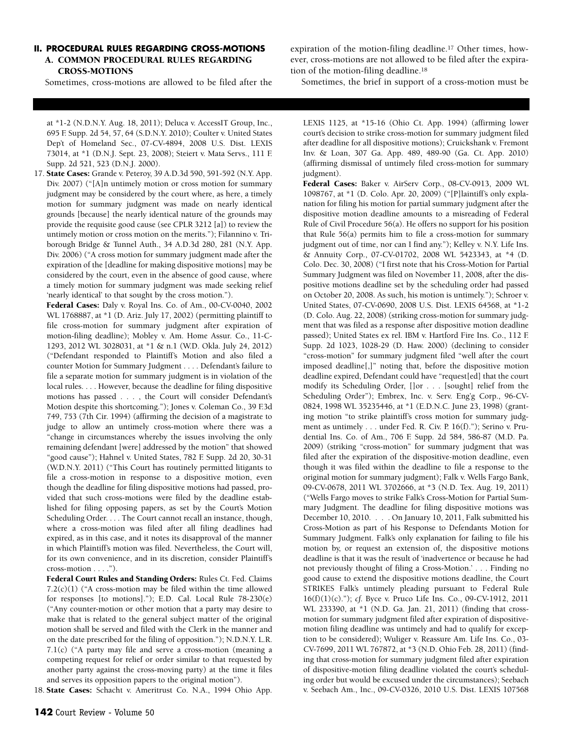## II. PROCEDURAL RULES REGARDING CROSS-MOTIONS

### A. COMMON PROCEDURAL RULES REGARDING CROSS-MOTIONS

Sometimes, cross-motions are allowed to be filed after the expiration of the motion-filing deadline.[17] Other times, however, cross-motions are not allowed to be filed after the expiration of the motion-filing deadline.[18]

Sometimes, the brief in support of a cross-motion must be

---

at *1-2 (N.D.N.Y. Aug. 18, 2011); Deluca v. AccessIT Group, Inc., 695 F. Supp. 2d 54, 57, 64 (S.D.N.Y. 2010); Coulter v. United States Dep't of Homeland Sec., 07-CV-4894, 2008 U.S. Dist. LEXIS 73014, at *1 (D.N.J. Sept. 23, 2008); Steiert v. Mata Servs., 111 F. Supp. 2d 521, 523 (D.N.J. 2000).

17. **State Cases:** Grande v. Peteroy, 39 A.D.3d 590, 591-592 (N.Y. App. Div. 2007) ("[A]n untimely motion or cross motion for summary judgment may be considered by the court where, as here, a timely motion for summary judgment was made on nearly identical grounds [because] the nearly identical nature of the grounds may provide the requisite good cause (see CPLR 3212 [a]) to review the untimely motion or cross motion on the merits."); Filannino v. Triborough Bridge & Tunnel Auth., 34 A.D.3d 280, 281 (N.Y. App. Div. 2006) ("A cross motion for summary judgment made after the expiration of the [deadline for making dispositive motions] may be considered by the court, even in the absence of good cause, where a timely motion for summary judgment was made seeking relief 'nearly identical' to that sought by the cross motion.").

    **Federal Cases:** Daly v. Royal Ins. Co. of Am., 00-CV-0040, 2002 WL 1768887, at *1 (D. Ariz. July 17, 2002) (permitting plaintiff to file cross-motion for summary judgment after expiration of motion-filing deadline); Mobley v. Am. Home Assur. Co., 11-C-1293, 2012 WL 3028031, at *1 & n.1 (W.D. Okla. July 24, 2012) ("Defendant responded to Plaintiff's Motion and also filed a counter Motion for Summary Judgment . . . . Defendant's failure to file a separate motion for summary judgment is in violation of the local rules. . . . However, because the deadline for filing dispositive motions has passed . . . , the Court will consider Defendant's Motion despite this shortcoming."); Jones v. Coleman Co., 39 F.3d 749, 753 (7th Cir. 1994) (affirming the decision of a magistrate to judge to allow an untimely cross-motion where there was a "change in circumstances whereby the issues involving the only remaining defendant [were] addressed by the motion" that showed "good cause"); Hahnel v. United States, 782 F. Supp. 2d 20, 30-31 (W.D.N.Y. 2011) ("This Court has routinely permitted litigants to file a cross-motion in response to a dispositive motion, even though the deadline for filing dispositive motions had passed, provided that such cross-motions were filed by the deadline established for filing opposing papers, as set by the Court's Motion Scheduling Order. . . . The Court cannot recall an instance, though, where a cross-motion was filed after all filing deadlines had expired, as in this case, and it notes its disapproval of the manner in which Plaintiff's motion was filed. Nevertheless, the Court will, for its own convenience, and in its discretion, consider Plaintiff's cross-motion . . . .").

    **Federal Court Rules and Standing Orders:** Rules Ct. Fed. Claims 7.2(c)(1) ("A cross-motion may be filed within the time allowed for responses [to motions]."); E.D. Cal. Local Rule 78-230(e) ("Any counter-motion or other motion that a party may desire to make that is related to the general subject matter of the original motion shall be served and filed with the Clerk in the manner and on the date prescribed for the filing of opposition."); N.D.N.Y. L.R. 7.1(c) ("A party may file and serve a cross-motion (meaning a competing request for relief or order similar to that requested by another party against the cross-moving party) at the time it files and serves its opposition papers to the original motion").

18. **State Cases:** Schacht v. Ameritrust Co. N.A., 1994 Ohio App. LEXIS 1125, at *15-16 (Ohio Ct. App. 1994) (affirming lower court's decision to strike cross-motion for summary judgment filed after deadline for all dispositive motions); Cruickshank v. Fremont Inv. & Loan, 307 Ga. App. 489, 489-90 (Ga. Ct. App. 2010) (affirming dismissal of untimely filed cross-motion for summary judgment).

    **Federal Cases:** Baker v. AirServ Corp., 08-CV-0913, 2009 WL 1098767, at *1 (D. Colo. Apr. 20, 2009) ("[P]laintiff's only explanation for filing his motion for partial summary judgment after the dispositive motion deadline amounts to a misreading of Federal Rule of Civil Procedure 56(a). He offers no support for his position that Rule 56(a) permits him to file a cross-motion for summary judgment out of time, nor can I find any."); Kelley v. N.Y. Life Ins. & Annuity Corp., 07-CV-01702, 2008 WL 5423343, at *4 (D. Colo. Dec. 30, 2008) ("I first note that his Cross-Motion for Partial Summary Judgment was filed on November 11, 2008, after the dispositive motions deadline set by the scheduling order had passed on October 20, 2008. As such, his motion is untimely."); Schroer v. United States, 07-CV-0690, 2008 U.S. Dist. LEXIS 64568, at *1-2 (D. Colo. Aug. 22, 2008) (striking cross-motion for summary judgment that was filed as a response after dispositive motion deadline passed); United States ex rel. IBM v. Hartford Fire Ins. Co., 112 F. Supp. 2d 1023, 1028-29 (D. Haw. 2000) (declining to consider "cross-motion" for summary judgment filed "well after the court imposed deadline[,]" noting that, before the dispositive motion deadline expired, Defendant could have "request[ed] that the court modify its Scheduling Order, []or . . . [sought] relief from the Scheduling Order"); Embrex, Inc. v. Serv. Eng'g Corp., 96-CV-0824, 1998 WL 35235446, at *1 (E.D.N.C. June 23, 1998) (granting motion "to strike plaintiff's cross motion for summary judgment as untimely . . . under Fed. R. Civ. P. 16(f)."); Serino v. Prudential Ins. Co. of Am., 706 F. Supp. 2d 584, 586-87 (M.D. Pa. 2009) (striking "cross-motion" for summary judgment that was filed after the expiration of the dispositive-motion deadline, even though it was filed within the deadline to file a response to the original motion for summary judgment); Falk v. Wells Fargo Bank, 09-CV-0678, 2011 WL 3702666, at *3 (N.D. Tex. Aug. 19, 2011) ("Wells Fargo moves to strike Falk's Cross-Motion for Partial Summary Judgment. The deadline for filing dispositive motions was December 10, 2010. . . . On January 10, 2011, Falk submitted his Cross-Motion as part of his Response to Defendants Motion for Summary Judgment. Falk's only explanation for failing to file his motion by, or request an extension of, the dispositive motions deadline is that it was the result of 'inadvertence or because he had not previously thought of filing a Cross-Motion.' . . . Finding no good cause to extend the dispositive motions deadline, the Court STRIKES Falk's untimely pleading pursuant to Federal Rule 16(f)(1)(c)."); *cf.* Byce v. Pruco Life Ins. Co., 09-CV-1912, 2011 WL 233390, at *1 (N.D. Ga. Jan. 21, 2011) (finding that cross-motion for summary judgment filed after expiration of dispositive-motion filing deadline was untimely and had to qualify for exception to be considered); Wuliger v. Reassure Am. Life Ins. Co., 03-CV-7699, 2011 WL 767872, at *3 (N.D. Ohio Feb. 28, 2011) (finding that cross-motion for summary judgment filed after expiration of dispositive-motion filing deadline violated the court's scheduling order but would be excused under the circumstances); Seebach v. Seebach Am., Inc., 09-CV-0326, 2010 U.S. Dist. LEXIS 107568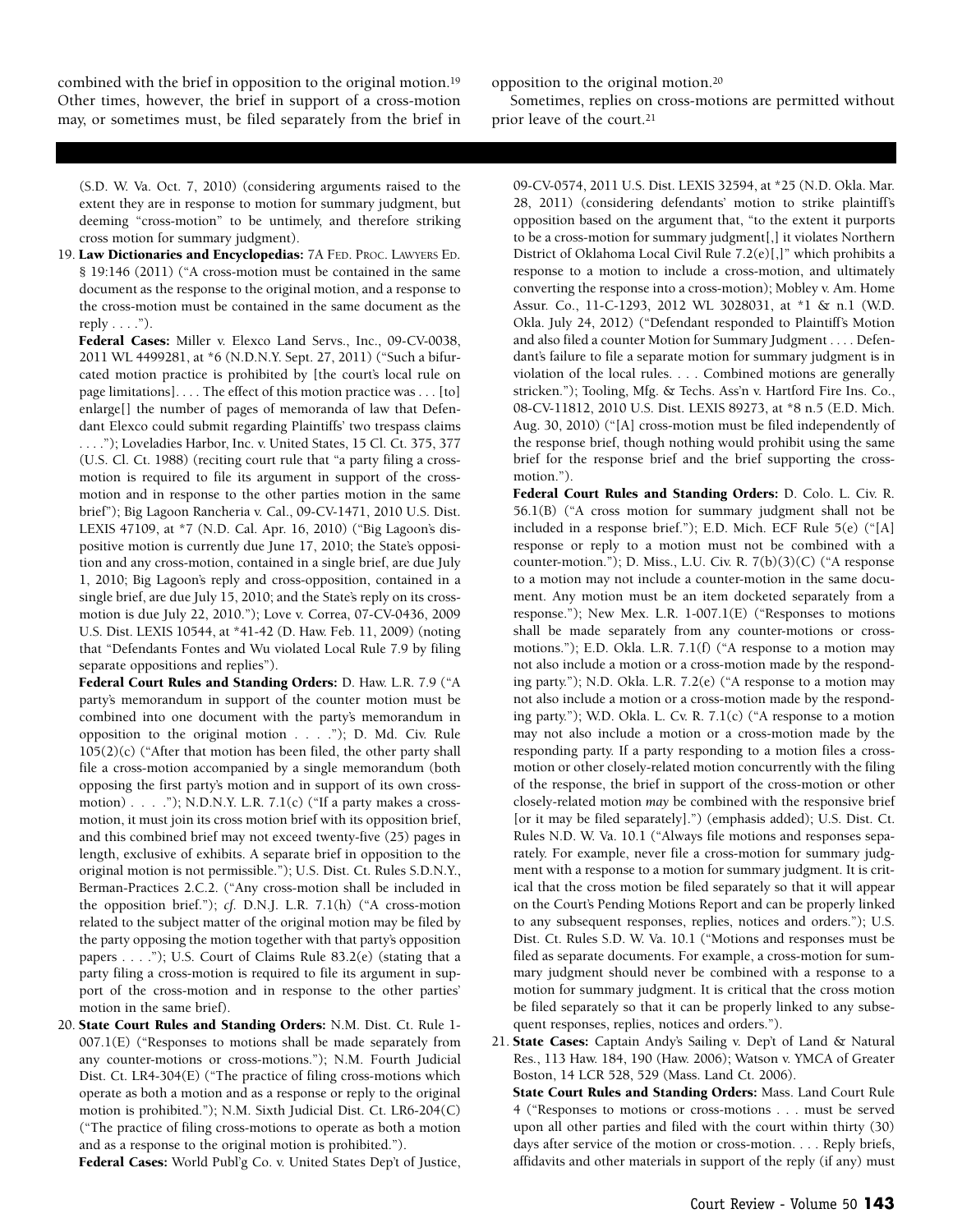combined with the brief in opposition to the original motion.[19] Other times, however, the brief in support of a cross-motion may, or sometimes must, be filed separately from the brief in opposition to the original motion.[20]

Sometimes, replies on cross-motions are permitted without prior leave of the court.[21]

---

(S.D. W. Va. Oct. 7, 2010) (considering arguments raised to the extent they are in response to motion for summary judgment, but deeming "cross-motion" to be untimely, and therefore striking cross motion for summary judgment).

19. **Law Dictionaries and Encyclopedias:** 7A Fed. Proc. Lawyers Ed. § 19:146 (2011) ("A cross-motion must be contained in the same document as the response to the original motion, and a response to the cross-motion must be contained in the same document as the reply . . . .").

    **Federal Cases:** Miller v. Elexco Land Servs., Inc., 09-CV-0038, 2011 WL 4499281, at *6 (N.D.N.Y. Sept. 27, 2011) ("Such a bifurcated motion practice is prohibited by [the court's local rule on page limitations]. . . . The effect of this motion practice was . . . [to] enlarge[] the number of pages of memoranda of law that Defendant Elexco could submit regarding Plaintiffs' two trespass claims . . . ."); Loveladies Harbor, Inc. v. United States, 15 Cl. Ct. 375, 377 (U.S. Cl. Ct. 1988) (reciting court rule that "a party filing a cross-motion is required to file its argument in support of the cross-motion and in response to the other parties motion in the same brief"); Big Lagoon Rancheria v. Cal., 09-CV-1471, 2010 U.S. Dist. LEXIS 47109, at *7 (N.D. Cal. Apr. 16, 2010) ("Big Lagoon's dispositive motion is currently due June 17, 2010; the State's opposition and any cross-motion, contained in a single brief, are due July 1, 2010; Big Lagoon's reply and cross-opposition, contained in a single brief, are due July 15, 2010; and the State's reply on its cross-motion is due July 22, 2010."); Love v. Correa, 07-CV-0436, 2009 U.S. Dist. LEXIS 10544, at *41-42 (D. Haw. Feb. 11, 2009) (noting that "Defendants Fontes and Wu violated Local Rule 7.9 by filing separate oppositions and replies").

    **Federal Court Rules and Standing Orders:** D. Haw. L.R. 7.9 ("A party's memorandum in support of the counter motion must be combined into one document with the party's memorandum in opposition to the original motion . . . ."); D. Md. Civ. Rule 105(2)(c) ("After that motion has been filed, the other party shall file a cross-motion accompanied by a single memorandum (both opposing the first party's motion and in support of its own cross-motion) . . . ."); N.D.N.Y. L.R. 7.1(c) ("If a party makes a cross-motion, it must join its cross motion brief with its opposition brief, and this combined brief may not exceed twenty-five (25) pages in length, exclusive of exhibits. A separate brief in opposition to the original motion is not permissible."); U.S. Dist. Ct. Rules S.D.N.Y., Berman-Practices 2.C.2. ("Any cross-motion shall be included in the opposition brief."); *cf.* D.N.J. L.R. 7.1(h) ("A cross-motion related to the subject matter of the original motion may be filed by the party opposing the motion together with that party's opposition papers . . . ."); U.S. Court of Claims Rule 83.2(e) (stating that a party filing a cross-motion is required to file its argument in support of the cross-motion and in response to the other parties' motion in the same brief).

20. **State Court Rules and Standing Orders:** N.M. Dist. Ct. Rule 1-007.1(E) ("Responses to motions shall be made separately from any counter-motions or cross-motions."); N.M. Fourth Judicial Dist. Ct. LR4-304(E) ("The practice of filing cross-motions which operate as both a motion and as a response or reply to the original motion is prohibited."); N.M. Sixth Judicial Dist. Ct. LR6-204(C) ("The practice of filing cross-motions to operate as both a motion and as a response to the original motion is prohibited.").

    **Federal Cases:** World Publ'g Co. v. United States Dep't of Justice, 09-CV-0574, 2011 U.S. Dist. LEXIS 32594, at *25 (N.D. Okla. Mar. 28, 2011) (considering defendants' motion to strike plaintiff's opposition based on the argument that, "to the extent it purports to be a cross-motion for summary judgment[,] it violates Northern District of Oklahoma Local Civil Rule 7.2(e)[,]" which prohibits a response to a motion to include a cross-motion, and ultimately converting the response into a cross-motion); Mobley v. Am. Home Assur. Co., 11-C-1293, 2012 WL 3028031, at *1 & n.1 (W.D. Okla. July 24, 2012) ("Defendant responded to Plaintiff's Motion and also filed a counter Motion for Summary Judgment . . . . Defendant's failure to file a separate motion for summary judgment is in violation of the local rules. . . . Combined motions are generally stricken."); Tooling, Mfg. & Techs. Ass'n v. Hartford Fire Ins. Co., 08-CV-11812, 2010 U.S. Dist. LEXIS 89273, at *8 n.5 (E.D. Mich. Aug. 30, 2010) ("[A] cross-motion must be filed independently of the response brief, though nothing would prohibit using the same brief for the response brief and the brief supporting the cross-motion.").

    **Federal Court Rules and Standing Orders:** D. Colo. L. Civ. R. 56.1(B) ("A cross motion for summary judgment shall not be included in a response brief."); E.D. Mich. ECF Rule 5(e) ("[A] response or reply to a motion must not be combined with a counter-motion."); D. Miss., L.U. Civ. R. 7(b)(3)(C) ("A response to a motion may not include a counter-motion in the same document. Any motion must be an item docketed separately from a response."); New Mex. L.R. 1-007.1(E) ("Responses to motions shall be made separately from any counter-motions or cross-motions."); E.D. Okla. L.R. 7.1(f) ("A response to a motion may not also include a motion or a cross-motion made by the responding party."); N.D. Okla. L.R. 7.2(e) ("A response to a motion may not also include a motion or a cross-motion made by the responding party."); W.D. Okla. L. Cv. R. 7.1(c) ("A response to a motion may not also include a motion or a cross-motion made by the responding party. If a party responding to a motion files a cross-motion or other closely-related motion concurrently with the filing of the response, the brief in support of the cross-motion or other closely-related motion *may* be combined with the responsive brief [or it may be filed separately].") (emphasis added); U.S. Dist. Ct. Rules N.D. W. Va. 10.1 ("Always file motions and responses separately. For example, never file a cross-motion for summary judgment with a response to a motion for summary judgment. It is critical that the cross motion be filed separately so that it will appear on the Court's Pending Motions Report and can be properly linked to any subsequent responses, replies, notices and orders."); U.S. Dist. Ct. Rules S.D. W. Va. 10.1 ("Motions and responses must be filed as separate documents. For example, a cross-motion for summary judgment should never be combined with a response to a motion for summary judgment. It is critical that the cross motion be filed separately so that it can be properly linked to any subsequent responses, replies, notices and orders.").

21. **State Cases:** Captain Andy's Sailing v. Dep't of Land & Natural Res., 113 Haw. 184, 190 (Haw. 2006); Watson v. YMCA of Greater Boston, 14 LCR 528, 529 (Mass. Land Ct. 2006).

    **State Court Rules and Standing Orders:** Mass. Land Court Rule 4 ("Responses to motions or cross-motions . . . must be served upon all other parties and filed with the court within thirty (30) days after service of the motion or cross-motion. . . . Reply briefs, affidavits and other materials in support of the reply (if any) must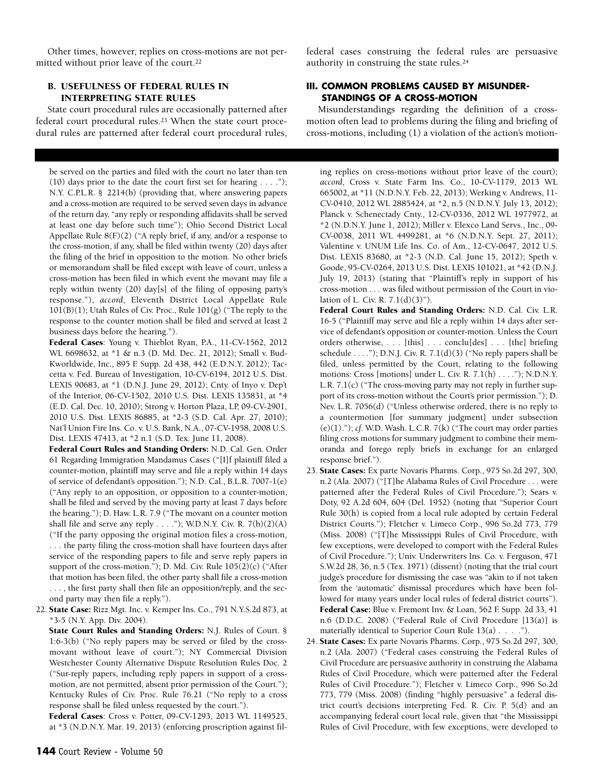Other times, however, replies on cross-motions are not permitted without prior leave of the court.[22]

### B. USEFULNESS OF FEDERAL RULES IN INTERPRETING STATE RULES

State court procedural rules are occasionally patterned after federal court procedural rules.[23] When the state court procedural rules are patterned after federal court procedural rules, federal cases construing the federal rules are persuasive authority in construing the state rules.[24]

## III. COMMON PROBLEMS CAUSED BY MISUNDERSTANDINGS OF A CROSS-MOTION

Misunderstandings regarding the definition of a cross-motion often lead to problems during the filing and briefing of cross-motions, including (1) a violation of the action's motion-

---

be served on the parties and filed with the court no later than ten (10) days prior to the date the court first set for hearing . . . ."); N.Y. C.P.L.R. § 2214(b) (providing that, where answering papers and a cross-motion are required to be served seven days in advance of the return day, "any reply or responding affidavits shall be served at least one day before such time"); Ohio Second District Local Appellate Rule 8(F)(2) ("A reply brief, if any, and/or a response to the cross-motion, if any, shall be filed within twenty (20) days after the filing of the brief in opposition to the motion. No other briefs or memorandum shall be filed except with leave of court, unless a cross-motion has been filed in which event the movant may file a reply within twenty (20) day[s] of the filing of opposing party's response."), *accord*, Eleventh District Local Appellate Rule 101(B)(1); Utah Rules of Civ. Proc., Rule 101(g) ("The reply to the response to the counter motion shall be filed and served at least 2 business days before the hearing.").

**Federal Cases**: Young v. Thieblot Ryan, P.A., 11-CV-1562, 2012 WL 6698632, at *1 & n.3 (D. Md. Dec. 21, 2012); Small v. Bud-Kworldwide, Inc., 895 F. Supp. 2d 438, 442 (E.D.N.Y. 2012); Taccetta v. Fed. Bureau of Investigation, 10-CV-6194, 2012 U.S. Dist. LEXIS 90683, at *1 (D.N.J. June 29, 2012); Cnty. of Inyo v. Dep't of the Interior, 06-CV-1502, 2010 U.S. Dist. LEXIS 135831, at *4 (E.D. Cal. Dec. 10, 2010); Strong v. Horton Plaza, LP, 09-CV-2901, 2010 U.S. Dist. LEXIS 86885, at *2-3 (S.D. Cal. Apr. 27, 2010); Nat'l Union Fire Ins. Co. v. U.S. Bank, N.A., 07-CV-1958, 2008 U.S. Dist. LEXIS 47413, at *2 n.1 (S.D. Tex. June 11, 2008).

**Federal Court Rules and Standing Orders:** N.D. Cal. Gen. Order 61 Regarding Immigration Mandamus Cases ("[I]f plaintiff filed a counter-motion, plaintiff may serve and file a reply within 14 days of service of defendant's opposition."); N.D. Cal., B.L.R. 7007-1(e) ("Any reply to an opposition, or opposition to a counter-motion, shall be filed and served by the moving party at least 7 days before the hearing."); D. Haw. L.R. 7.9 ("The movant on a counter motion shall file and serve any reply . . . ."); W.D.N.Y. Civ. R. 7(b)(2)(A) ("If the party opposing the original motion files a cross-motion, . . . the party filing the cross-motion shall have fourteen days after service of the responding papers to file and serve reply papers in support of the cross-motion."); D. Md. Civ. Rule 105(2)(c) ("After that motion has been filed, the other party shall file a cross-motion . . . , the first party shall then file an opposition/reply, and the second party may then file a reply.").

22. **State Case:** Rizz Mgt. Inc. v. Kemper Ins. Co., 791 N.Y.S.2d 873, at *3-5 (N.Y. App. Div. 2004).

    **State Court Rules and Standing Orders:** N.J. Rules of Court. § 1:6-3(b) ("No reply papers may be served or filed by the cross-movant without leave of court."); NY Commercial Division Westchester County Alternative Dispute Resolution Rules Doc. 2 ("Sur-reply papers, including reply papers in support of a cross-motion, are not permitted, absent prior permission of the Court."); Kentucky Rules of Civ. Proc. Rule 76.21 ("No reply to a cross response shall be filed unless requested by the court.").

    **Federal Cases**: Cross v. Potter, 09-CV-1293, 2013 WL 1149525, at *3 (N.D.N.Y. Mar. 19, 2013) (enforcing proscription against filing replies on cross-motions without prior leave of the court); *accord*, Cross v. State Farm Ins. Co., 10-CV-1179, 2013 WL 665002, at *11 (N.D.N.Y. Feb. 22, 2013); Werking v. Andrews, 11-CV-0410, 2012 WL 2885424, at *2, n.5 (N.D.N.Y. July 13, 2012); Planck v. Schenectady Cnty., 12-CV-0336, 2012 WL 1977972, at *2 (N.D.N.Y. June 1, 2012); Miller v. Elexco Land Servs., Inc., 09-CV-0038, 2011 WL 4499281, at *6 (N.D.N.Y. Sept. 27, 2011); Valentine v. UNUM Life Ins. Co. of Am., 12-CV-0647, 2012 U.S. Dist. LEXIS 83680, at *2-3 (N.D. Cal. June 15, 2012); Speth v. Goode, 95-CV-0264, 2013 U.S. Dist. LEXIS 101021, at *42 (D.N.J. July 19, 2013) (stating that "Plaintiff's reply in support of his cross-motion . . . was filed without permission of the Court in violation of L. Civ. R. 7.1(d)(3)").

    **Federal Court Rules and Standing Orders:** N.D. Cal. Civ. L.R. 16-5 ("Plaintiff may serve and file a reply within 14 days after service of defendant's opposition or counter-motion. Unless the Court orders otherwise, . . . [this] . . . conclu[des] . . . [the] briefing schedule . . . ."); D.N.J. Civ. R. 7.1(d)(3) ("No reply papers shall be filed, unless permitted by the Court, relating to the following motions: Cross [motions] under L. Civ. R. 7.1(h) . . . ."); N.D.N.Y. L.R. 7.1(c) ("The cross-moving party may not reply in further support of its cross-motion without the Court's prior permission."); D. Nev. L.R. 7056(d) ("Unless otherwise ordered, there is no reply to a countermotion [for summary judgment] under subsection (e)(1)."); *cf.* W.D. Wash. L.C.R. 7(k) ("The court may order parties filing cross motions for summary judgment to combine their memoranda and forego reply briefs in exchange for an enlarged response brief.").

23. **State Cases:** Ex parte Novaris Pharms. Corp., 975 So.2d 297, 300, n.2 (Ala. 2007) ("[T]he Alabama Rules of Civil Procedure . . . were patterned after the Federal Rules of Civil Procedure."); Sears v. Doty, 92 A.2d 604, 604 (Del. 1952) (noting that "Superior Court Rule 30(h) is copied from a local rule adopted by certain Federal District Courts."); Fletcher v. Limeco Corp., 996 So.2d 773, 779 (Miss. 2008) ("[T]he Mississippi Rules of Civil Procedure, with few exceptions, were developed to comport with the Federal Rules of Civil Procedure."); Univ. Underwriters Ins. Co. v. Ferguson, 471 S.W.2d 28, 36, n.5 (Tex. 1971) (dissent) (noting that the trial court judge's procedure for dismissing the case was "akin to if not taken from the 'automatic' dismissal procedures which have been followed for many years under local rules of federal district courts").

    **Federal Case:** Blue v. Fremont Inv. & Loan, 562 F. Supp. 2d 33, 41 n.6 (D.D.C. 2008) ("Federal Rule of Civil Procedure [13(a)] is materially identical to Superior Court Rule 13(a) . . . .").

24. **State Cases:** Ex parte Novaris Pharms. Corp., 975 So.2d 297, 300, n.2 (Ala. 2007) ("Federal cases construing the Federal Rules of Civil Procedure are persuasive authority in construing the Alabama Rules of Civil Procedure, which were patterned after the Federal Rules of Civil Procedure."); Fletcher v. Limeco Corp., 996 So.2d 773, 779 (Miss. 2008) (finding "highly persuasive" a federal district court's decisions interpreting Fed. R. Civ. P. 5(d) and an accompanying federal court local rule, given that "the Mississippi Rules of Civil Procedure, with few exceptions, were developed to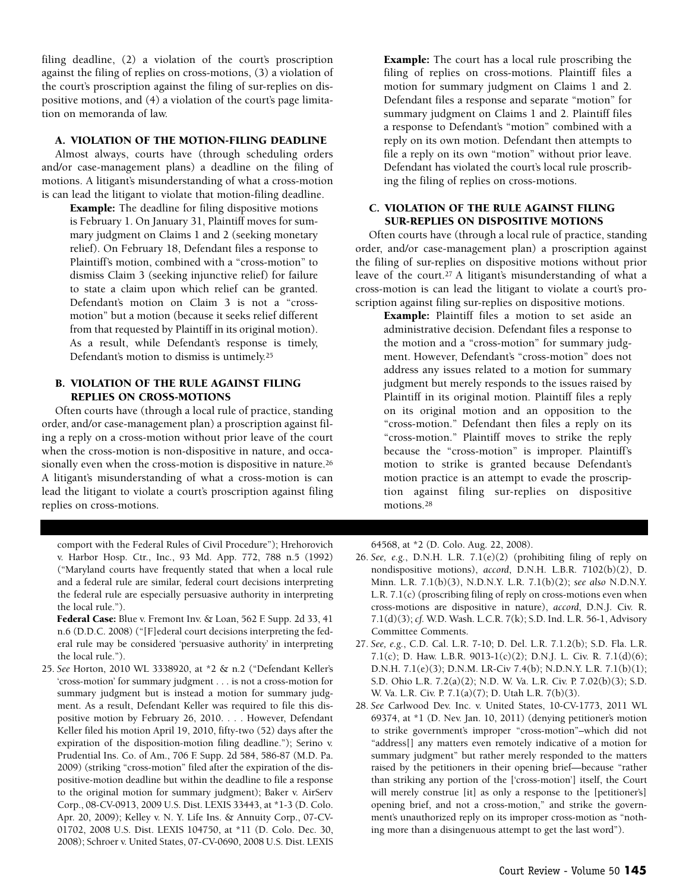filing deadline, (2) a violation of the court's proscription against the filing of replies on cross-motions, (3) a violation of the court's proscription against the filing of sur-replies on dispositive motions, and (4) a violation of the court's page limitation on memoranda of law.

### A. VIOLATION OF THE MOTION-FILING DEADLINE

Almost always, courts have (through scheduling orders and/or case-management plans) a deadline on the filing of motions. A litigant's misunderstanding of what a cross-motion is can lead the litigant to violate that motion-filing deadline.

> **Example:** The deadline for filing dispositive motions is February 1. On January 31, Plaintiff moves for summary judgment on Claims 1 and 2 (seeking monetary relief). On February 18, Defendant files a response to Plaintiff's motion, combined with a "cross-motion" to dismiss Claim 3 (seeking injunctive relief) for failure to state a claim upon which relief can be granted. Defendant's motion on Claim 3 is not a "cross-motion" but a motion (because it seeks relief different from that requested by Plaintiff in its original motion). As a result, while Defendant's response is timely, Defendant's motion to dismiss is untimely.[25]

### B. VIOLATION OF THE RULE AGAINST FILING REPLIES ON CROSS-MOTIONS

Often courts have (through a local rule of practice, standing order, and/or case-management plan) a proscription against filing a reply on a cross-motion without prior leave of the court when the cross-motion is non-dispositive in nature, and occasionally even when the cross-motion is dispositive in nature.[26] A litigant's misunderstanding of what a cross-motion is can lead the litigant to violate a court's proscription against filing replies on cross-motions.

> **Example:** The court has a local rule proscribing the filing of replies on cross-motions. Plaintiff files a motion for summary judgment on Claims 1 and 2. Defendant files a response and separate "motion" for summary judgment on Claims 1 and 2. Plaintiff files a response to Defendant's "motion" combined with a reply on its own motion. Defendant then attempts to file a reply on its own "motion" without prior leave. Defendant has violated the court's local rule proscribing the filing of replies on cross-motions.

### C. VIOLATION OF THE RULE AGAINST FILING SUR-REPLIES ON DISPOSITIVE MOTIONS

Often courts have (through a local rule of practice, standing order, and/or case-management plan) a proscription against the filing of sur-replies on dispositive motions without prior leave of the court.[27] A litigant's misunderstanding of what a cross-motion is can lead the litigant to violate a court's proscription against filing sur-replies on dispositive motions.

> **Example:** Plaintiff files a motion to set aside an administrative decision. Defendant files a response to the motion and a "cross-motion" for summary judgment. However, Defendant's "cross-motion" does not address any issues related to a motion for summary judgment but merely responds to the issues raised by Plaintiff in its original motion. Plaintiff files a reply on its original motion and an opposition to the "cross-motion." Defendant then files a reply on its "cross-motion." Plaintiff moves to strike the reply because the "cross-motion" is improper. Plaintiff's motion to strike is granted because Defendant's motion practice is an attempt to evade the proscription against filing sur-replies on dispositive motions.[28]

---

comport with the Federal Rules of Civil Procedure"); Hrehorovich v. Harbor Hosp. Ctr., Inc., 93 Md. App. 772, 788 n.5 (1992) ("Maryland courts have frequently stated that when a local rule and a federal rule are similar, federal court decisions interpreting the federal rule are especially persuasive authority in interpreting the local rule").

**Federal Case:** Blue v. Fremont Inv. & Loan, 562 F. Supp. 2d 33, 41 n.6 (D.D.C. 2008) ("[F]ederal court decisions interpreting the federal rule may be considered 'persuasive authority' in interpreting the local rule.").

25. *See* Horton, 2010 WL 3338920, at *2 & n.2 ("Defendant Keller's 'cross-motion' for summary judgment . . . is not a cross-motion for summary judgment but is instead a motion for summary judgment. As a result, Defendant Keller was required to file this dispositive motion by February 26, 2010. . . . However, Defendant Keller filed his motion April 19, 2010, fifty-two (52) days after the expiration of the disposition-motion filing deadline."); Serino v. Prudential Ins. Co. of Am., 706 F. Supp. 2d 584, 586-87 (M.D. Pa. 2009) (striking "cross-motion" filed after the expiration of the dispositive-motion deadline but within the deadline to file a response to the original motion for summary judgment); Baker v. AirServ Corp., 08-CV-0913, 2009 U.S. Dist. LEXIS 33443, at *1-3 (D. Colo. Apr. 20, 2009); Kelley v. N. Y. Life Ins. & Annuity Corp., 07-CV-01702, 2008 U.S. Dist. LEXIS 104750, at *11 (D. Colo. Dec. 30, 2008); Schroer v. United States, 07-CV-0690, 2008 U.S. Dist. LEXIS 64568, at *2 (D. Colo. Aug. 22, 2008).

26. *See, e.g.*, D.N.H. L.R. 7.1(e)(2) (prohibiting filing of reply on nondispositive motions), *accord*, D.N.H. L.B.R. 7102(b)(2), D. Minn. L.R. 7.1(b)(3), N.D.N.Y. L.R. 7.1(b)(2); *see also* N.D.N.Y. L.R. 7.1(c) (proscribing filing of reply on cross-motions even when cross-motions are dispositive in nature), *accord*, D.N.J. Civ. R. 7.1(d)(3); *cf.* W.D. Wash. L.C.R. 7(k); S.D. Ind. L.R. 56-1, Advisory Committee Comments.

27. *See, e.g.*, C.D. Cal. L.R. 7-10; D. Del. L.R. 7.1.2(b); S.D. Fla. L.R. 7.1(c); D. Haw. L.B.R. 9013-1(c)(2); D.N.J. L. Civ. R. 7.1(d)(6); D.N.H. 7.1(e)(3); D.N.M. LR-Civ 7.4(b); N.D.N.Y. L.R. 7.1(b)(1); S.D. Ohio L.R. 7.2(a)(2); N.D. W. Va. L.R. Civ. P. 7.02(b)(3); S.D. W. Va. L.R. Civ. P. 7.1(a)(7); D. Utah L.R. 7(b)(3).

28. *See* Carlwood Dev. Inc. v. United States, 10-CV-1773, 2011 WL 69374, at *1 (D. Nev. Jan. 10, 2011) (denying petitioner's motion to strike government's improper "cross-motion"–which did not "address[] any matters even remotely indicative of a motion for summary judgment" but rather merely responded to the matters raised by the petitioners in their opening brief—because "rather than striking any portion of the ['cross-motion'] itself, the Court will merely construe [it] as only a response to the [petitioner's] opening brief, and not a cross-motion," and strike the government's unauthorized reply on its improper cross-motion as "nothing more than a disingenuous attempt to get the last word").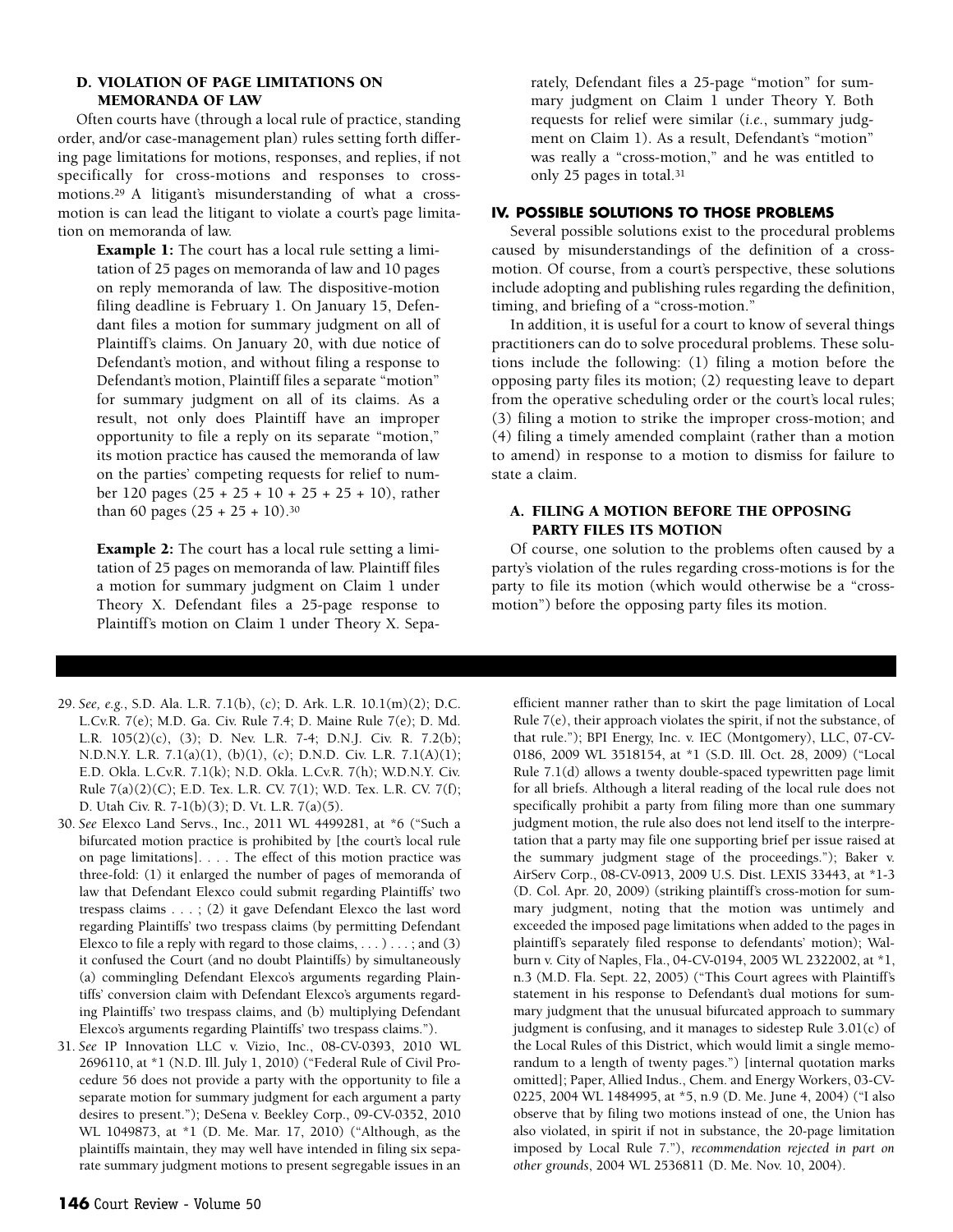### D. VIOLATION OF PAGE LIMITATIONS ON MEMORANDA OF LAW

Often courts have (through a local rule of practice, standing order, and/or case-management plan) rules setting forth differing page limitations for motions, responses, and replies, if not specifically for cross-motions and responses to cross-motions.[29] A litigant's misunderstanding of what a cross-motion is can lead the litigant to violate a court's page limitation on memoranda of law.

> **Example 1:** The court has a local rule setting a limitation of 25 pages on memoranda of law and 10 pages on reply memoranda of law. The dispositive-motion filing deadline is February 1. On January 15, Defendant files a motion for summary judgment on all of Plaintiff's claims. On January 20, with due notice of Defendant's motion, and without filing a response to Defendant's motion, Plaintiff files a separate "motion" for summary judgment on all of its claims. As a result, not only does Plaintiff have an improper opportunity to file a reply on its separate "motion," its motion practice has caused the memoranda of law on the parties' competing requests for relief to number 120 pages (25 + 25 + 10 + 25 + 25 + 10), rather than 60 pages (25 + 25 + 10).[30]

> **Example 2:** The court has a local rule setting a limitation of 25 pages on memoranda of law. Plaintiff files a motion for summary judgment on Claim 1 under Theory X. Defendant files a 25-page response to Plaintiff's motion on Claim 1 under Theory X. Separately, Defendant files a 25-page "motion" for summary judgment on Claim 1 under Theory Y. Both requests for relief were similar (*i.e.*, summary judgment on Claim 1). As a result, Defendant's "motion" was really a "cross-motion," and he was entitled to only 25 pages in total.[31]

## IV. POSSIBLE SOLUTIONS TO THOSE PROBLEMS

Several possible solutions exist to the procedural problems caused by misunderstandings of the definition of a cross-motion. Of course, from a court's perspective, these solutions include adopting and publishing rules regarding the definition, timing, and briefing of a "cross-motion."

In addition, it is useful for a court to know of several things practitioners can do to solve procedural problems. These solutions include the following: (1) filing a motion before the opposing party files its motion; (2) requesting leave to depart from the operative scheduling order or the court's local rules; (3) filing a motion to strike the improper cross-motion; and (4) filing a timely amended complaint (rather than a motion to amend) in response to a motion to dismiss for failure to state a claim.

### A. FILING A MOTION BEFORE THE OPPOSING PARTY FILES ITS MOTION

Of course, one solution to the problems often caused by a party's violation of the rules regarding cross-motions is for the party to file its motion (which would otherwise be a "cross-motion") before the opposing party files its motion.

---

29. *See, e.g.*, S.D. Ala. L.R. 7.1(b), (c); D. Ark. L.R. 10.1(m)(2); D.C. L.Cv.R. 7(e); M.D. Ga. Civ. Rule 7.4; D. Maine Rule 7(e); D. Md. L.R. 105(2)(c), (3); D. Nev. L.R. 7-4; D.N.J. Civ. R. 7.2(b); N.D.N.Y. L.R. 7.1(a)(1), (b)(1), (c); D.N.D. Civ. L.R. 7.1(A)(1); E.D. Okla. L.Cv.R. 7.1(k); N.D. Okla. L.Cv.R. 7(h); W.D.N.Y. Civ. Rule 7(a)(2)(C); E.D. Tex. L.R. CV. 7(1); W.D. Tex. L.R. CV. 7(f); D. Utah Civ. R. 7-1(b)(3); D. Vt. L.R. 7(a)(5).

30. *See* Elexco Land Servs., Inc., 2011 WL 4499281, at *6 ("Such a bifurcated motion practice is prohibited by [the court's local rule on page limitations]. . . . The effect of this motion practice was three-fold: (1) it enlarged the number of pages of memoranda of law that Defendant Elexco could submit regarding Plaintiffs' two trespass claims . . . ; (2) it gave Defendant Elexco the last word regarding Plaintiffs' two trespass claims (by permitting Defendant Elexco to file a reply with regard to those claims, . . . ) . . . ; and (3) it confused the Court (and no doubt Plaintiffs) by simultaneously (a) commingling Defendant Elexco's arguments regarding Plaintiffs' conversion claim with Defendant Elexco's arguments regarding Plaintiffs' two trespass claims, and (b) multiplying Defendant Elexco's arguments regarding Plaintiffs' two trespass claims.").

31. *See* IP Innovation LLC v. Vizio, Inc., 08-CV-0393, 2010 WL 2696110, at *1 (N.D. Ill. July 1, 2010) ("Federal Rule of Civil Procedure 56 does not provide a party with the opportunity to file a separate motion for summary judgment for each argument a party desires to present."); DeSena v. Beekley Corp., 09-CV-0352, 2010 WL 1049873, at *1 (D. Me. Mar. 17, 2010) ("Although, as the plaintiffs maintain, they may well have intended in filing six separate summary judgment motions to present segregable issues in an efficient manner rather than to skirt the page limitation of Local Rule 7(e), their approach violates the spirit, if not the substance, of that rule."); BPI Energy, Inc. v. IEC (Montgomery), LLC, 07-CV-0186, 2009 WL 3518154, at *1 (S.D. Ill. Oct. 28, 2009) ("Local Rule 7.1(d) allows a twenty double-spaced typewritten page limit for all briefs. Although a literal reading of the local rule does not specifically prohibit a party from filing more than one summary judgment motion, the rule also does not lend itself to the interpretation that a party may file one supporting brief per issue raised at the summary judgment stage of the proceedings."); Baker v. AirServ Corp., 08-CV-0913, 2009 U.S. Dist. LEXIS 33443, at *1-3 (D. Col. Apr. 20, 2009) (striking plaintiff's cross-motion for summary judgment, noting that the motion was untimely and exceeded the imposed page limitations when added to the pages in plaintiff's separately filed response to defendants' motion); Walburn v. City of Naples, Fla., 04-CV-0194, 2005 WL 2322002, at *1, n.3 (M.D. Fla. Sept. 22, 2005) ("This Court agrees with Plaintiff's statement in his response to Defendant's dual motions for summary judgment that the unusual bifurcated approach to summary judgment is confusing, and it manages to sidestep Rule 3.01(c) of the Local Rules of this District, which would limit a single memorandum to a length of twenty pages.") [internal quotation marks omitted]; Paper, Allied Indus., Chem. and Energy Workers, 03-CV-0225, 2004 WL 1484995, at *5, n.9 (D. Me. June 4, 2004) ("I also observe that by filing two motions instead of one, the Union has also violated, in spirit if not in substance, the 20-page limitation imposed by Local Rule 7."), *recommendation rejected in part on other grounds*, 2004 WL 2536811 (D. Me. Nov. 10, 2004).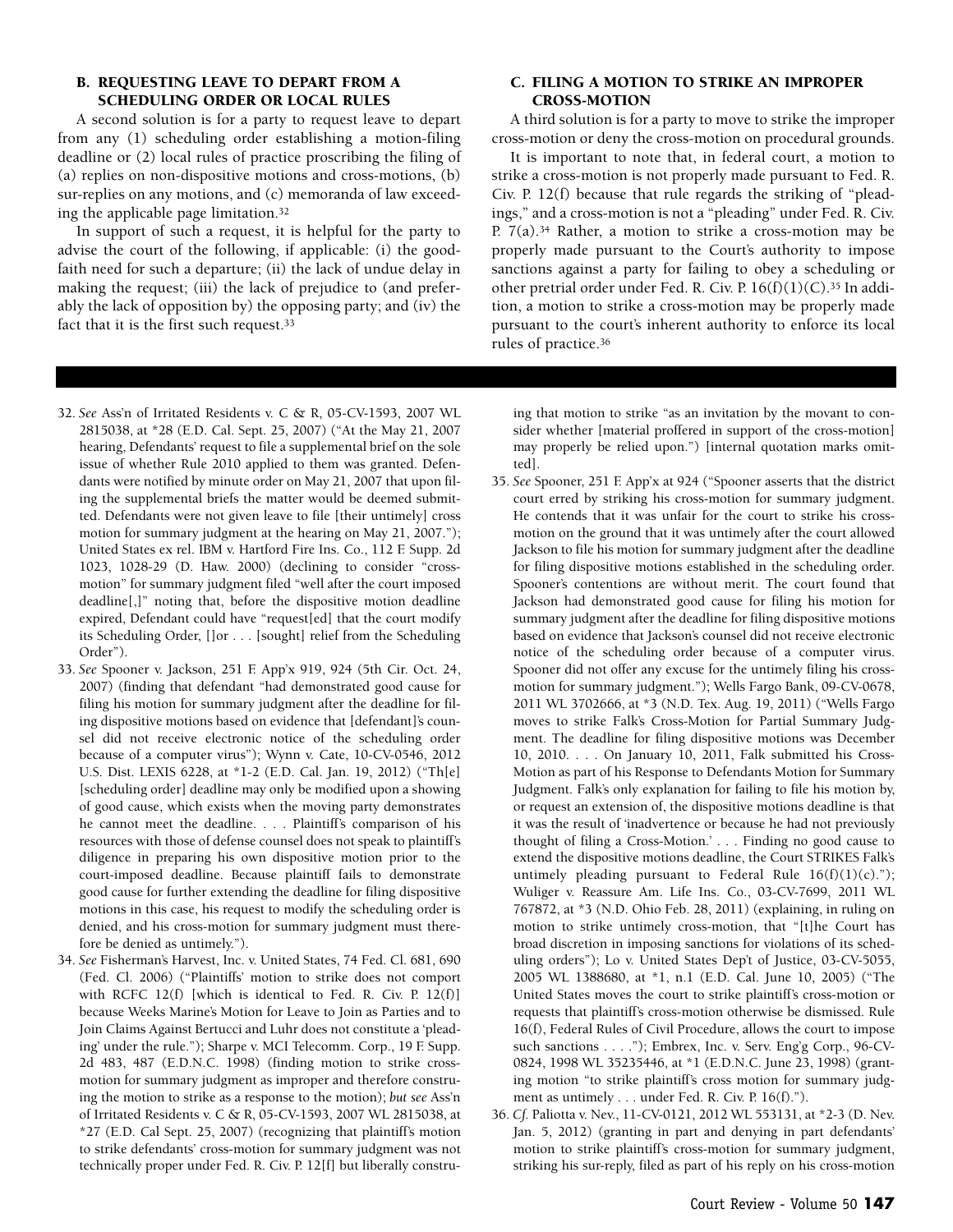### B. REQUESTING LEAVE TO DEPART FROM A SCHEDULING ORDER OR LOCAL RULES

A second solution is for a party to request leave to depart from any (1) scheduling order establishing a motion-filing deadline or (2) local rules of practice proscribing the filing of (a) replies on non-dispositive motions and cross-motions, (b) sur-replies on any motions, and (c) memoranda of law exceeding the applicable page limitation.[32]

In support of such a request, it is helpful for the party to advise the court of the following, if applicable: (i) the good-faith need for such a departure; (ii) the lack of undue delay in making the request; (iii) the lack of prejudice to (and preferably the lack of opposition by) the opposing party; and (iv) the fact that it is the first such request.[33]

### C. FILING A MOTION TO STRIKE AN IMPROPER CROSS-MOTION

A third solution is for a party to move to strike the improper cross-motion or deny the cross-motion on procedural grounds.

It is important to note that, in federal court, a motion to strike a cross-motion is not properly made pursuant to Fed. R. Civ. P. 12(f) because that rule regards the striking of "pleadings," and a cross-motion is not a "pleading" under Fed. R. Civ. P. 7(a).[34] Rather, a motion to strike a cross-motion may be properly made pursuant to the Court's authority to impose sanctions against a party for failing to obey a scheduling or other pretrial order under Fed. R. Civ. P. 16(f)(1)(C).[35] In addition, a motion to strike a cross-motion may be properly made pursuant to the court's inherent authority to enforce its local rules of practice.[36]

---

32. *See* Ass'n of Irritated Residents v. C & R, 05-CV-1593, 2007 WL 2815038, at *28 (E.D. Cal. Sept. 25, 2007) ("At the May 21, 2007 hearing, Defendants' request to file a supplemental brief on the sole issue of whether Rule 2010 applied to them was granted. Defendants were notified by minute order on May 21, 2007 that upon filing the supplemental briefs the matter would be deemed submitted. Defendants were not given leave to file [their untimely] cross motion for summary judgment at the hearing on May 21, 2007."); United States ex rel. IBM v. Hartford Fire Ins. Co., 112 F. Supp. 2d 1023, 1028-29 (D. Haw. 2000) (declining to consider "cross-motion" for summary judgment filed "well after the court imposed deadline[,]" noting that, before the dispositive motion deadline expired, Defendant could have "request[ed] that the court modify its Scheduling Order, []or . . . [sought] relief from the Scheduling Order").

33. *See* Spooner v. Jackson, 251 F. App'x 919, 924 (5th Cir. Oct. 24, 2007) (finding that defendant "had demonstrated good cause for filing his motion for summary judgment after the deadline for filing dispositive motions based on evidence that [defendant]'s counsel did not receive electronic notice of the scheduling order because of a computer virus"); Wynn v. Cate, 10-CV-0546, 2012 U.S. Dist. LEXIS 6228, at *1-2 (E.D. Cal. Jan. 19, 2012) ("Th[e] [scheduling order] deadline may only be modified upon a showing of good cause, which exists when the moving party demonstrates he cannot meet the deadline. . . . Plaintiff's comparison of his resources with those of defense counsel does not speak to plaintiff's diligence in preparing his own dispositive motion prior to the court-imposed deadline. Because plaintiff fails to demonstrate good cause for further extending the deadline for filing dispositive motions in this case, his request to modify the scheduling order is denied, and his cross-motion for summary judgment must therefore be denied as untimely.").

34. *See* Fisherman's Harvest, Inc. v. United States, 74 Fed. Cl. 681, 690 (Fed. Cl. 2006) ("Plaintiffs' motion to strike does not comport with RCFC 12(f) [which is identical to Fed. R. Civ. P. 12(f)] because Weeks Marine's Motion for Leave to Join as Parties and to Join Claims Against Bertucci and Luhr does not constitute a 'pleading' under the rule."); Sharpe v. MCI Telecomm. Corp., 19 F. Supp. 2d 483, 487 (E.D.N.C. 1998) (finding motion to strike cross-motion for summary judgment as improper and therefore construing the motion to strike as a response to the motion); ***but see*** Ass'n of Irritated Residents v. C & R, 05-CV-1593, 2007 WL 2815038, at *27 (E.D. Cal Sept. 25, 2007) (recognizing that plaintiff's motion to strike defendants' cross-motion for summary judgment was not technically proper under Fed. R. Civ. P. 12[f] but liberally construing that motion to strike "as an invitation by the movant to consider whether [material proffered in support of the cross-motion] may properly be relied upon.") [internal quotation marks omitted].

35. *See* Spooner, 251 F. App'x at 924 ("Spooner asserts that the district court erred by striking his cross-motion for summary judgment. He contends that it was unfair for the court to strike his cross-motion on the ground that it was untimely after the court allowed Jackson to file his motion for summary judgment after the deadline for filing dispositive motions established in the scheduling order. Spooner's contentions are without merit. The court found that Jackson had demonstrated good cause for filing his motion for summary judgment after the deadline for filing dispositive motions based on evidence that Jackson's counsel did not receive electronic notice of the scheduling order because of a computer virus. Spooner did not offer any excuse for the untimely filing his cross-motion for summary judgment."); Wells Fargo Bank, 09-CV-0678, 2011 WL 3702666, at *3 (N.D. Tex. Aug. 19, 2011) ("Wells Fargo moves to strike Falk's Cross-Motion for Partial Summary Judgment. The deadline for filing dispositive motions was December 10, 2010. . . . On January 10, 2011, Falk submitted his Cross-Motion as part of his Response to Defendants Motion for Summary Judgment. Falk's only explanation for failing to file his motion by, or request an extension of, the dispositive motions deadline is that it was the result of 'inadvertence or because he had not previously thought of filing a Cross-Motion.' . . . Finding no good cause to extend the dispositive motions deadline, the Court STRIKES Falk's untimely pleading pursuant to Federal Rule 16(f)(1)(c)."); Wuliger v. Reassure Am. Life Ins. Co., 03-CV-7699, 2011 WL 767872, at *3 (N.D. Ohio Feb. 28, 2011) (explaining, in ruling on motion to strike untimely cross-motion, that "[t]he Court has broad discretion in imposing sanctions for violations of its scheduling orders"); Lo v. United States Dep't of Justice, 03-CV-5055, 2005 WL 1388680, at *1, n.1 (E.D. Cal. June 10, 2005) ("The United States moves the court to strike plaintiff's cross-motion or requests that plaintiff's cross-motion otherwise be dismissed. Rule 16(f), Federal Rules of Civil Procedure, allows the court to impose such sanctions . . . ."); Embrex, Inc. v. Serv. Eng'g Corp., 96-CV-0824, 1998 WL 35235446, at *1 (E.D.N.C. June 23, 1998) (granting motion "to strike plaintiff's cross motion for summary judgment as untimely . . . under Fed. R. Civ. P. 16(f).").

36. *Cf.* Paliotta v. Nev., 11-CV-0121, 2012 WL 553131, at *2-3 (D. Nev. Jan. 5, 2012) (granting in part and denying in part defendants' motion to strike plaintiff's cross-motion for summary judgment, striking his sur-reply, filed as part of his reply on his cross-motion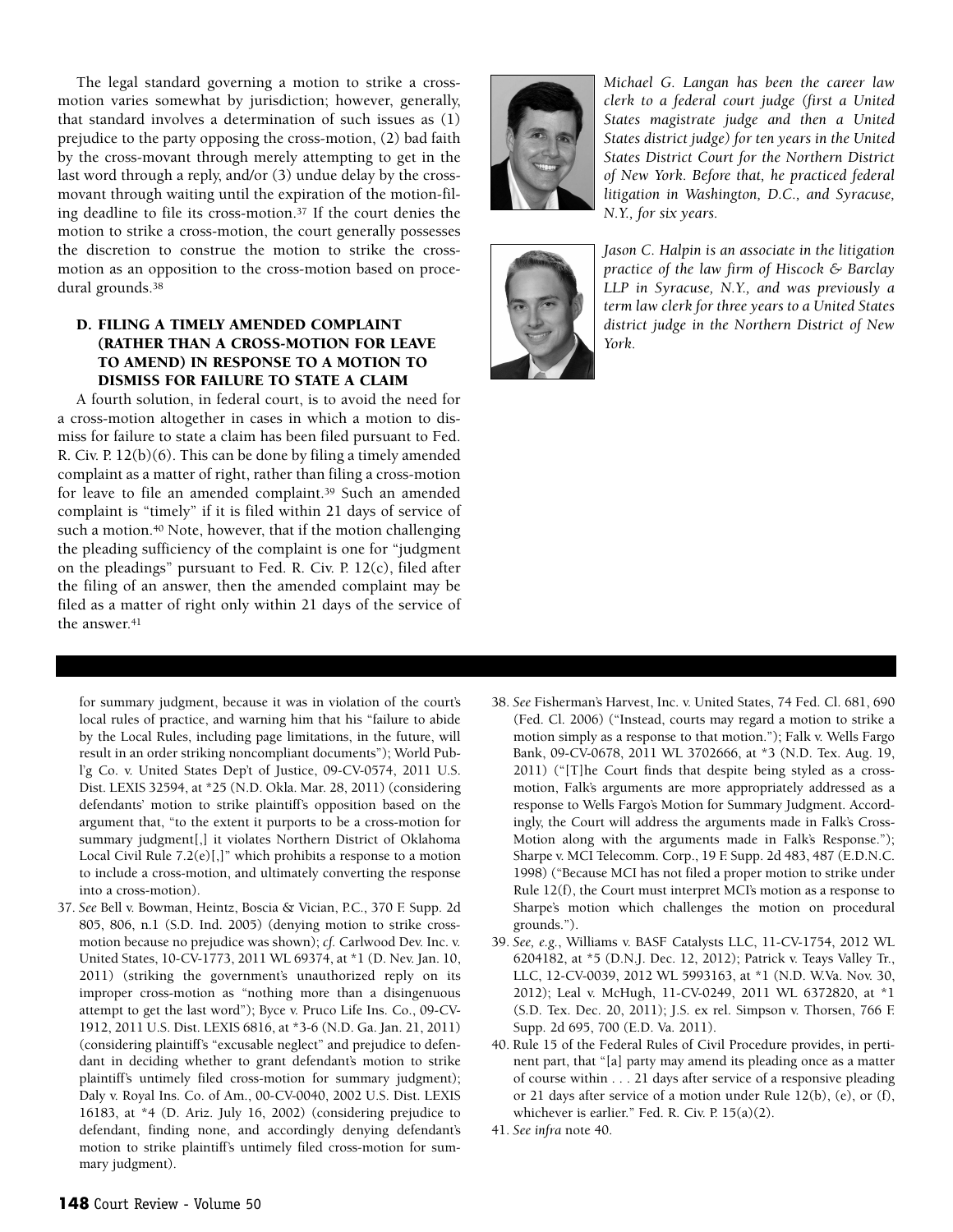The legal standard governing a motion to strike a cross-motion varies somewhat by jurisdiction; however, generally, that standard involves a determination of such issues as (1) prejudice to the party opposing the cross-motion, (2) bad faith by the cross-movant through merely attempting to get in the last word through a reply, and/or (3) undue delay by the cross-movant through waiting until the expiration of the motion-filing deadline to file its cross-motion.[37] If the court denies the motion to strike a cross-motion, the court generally possesses the discretion to construe the motion to strike the cross-motion as an opposition to the cross-motion based on procedural grounds.[38]

### D. FILING A TIMELY AMENDED COMPLAINT (RATHER THAN A CROSS-MOTION FOR LEAVE TO AMEND) IN RESPONSE TO A MOTION TO DISMISS FOR FAILURE TO STATE A CLAIM

A fourth solution, in federal court, is to avoid the need for a cross-motion altogether in cases in which a motion to dismiss for failure to state a claim has been filed pursuant to Fed. R. Civ. P. 12(b)(6). This can be done by filing a timely amended complaint as a matter of right, rather than filing a cross-motion for leave to file an amended complaint.[39] Such an amended complaint is "timely" if it is filed within 21 days of service of such a motion.[40] Note, however, that if the motion challenging the pleading sufficiency of the complaint is one for "judgment on the pleadings" pursuant to Fed. R. Civ. P. 12(c), filed after the filing of an answer, then the amended complaint may be filed as a matter of right only within 21 days of the service of the answer.[41]

*Michael G. Langan has been the career law clerk to a federal court judge (first a United States magistrate judge and then a United States district judge) for ten years in the United States District Court for the Northern District of New York. Before that, he practiced federal litigation in Washington, D.C., and Syracuse, N.Y., for six years.*

*Jason C. Halpin is an associate in the litigation practice of the law firm of Hiscock & Barclay LLP in Syracuse, N.Y., and was previously a term law clerk for three years to a United States district judge in the Northern District of New York.*

---

for summary judgment, because it was in violation of the court's local rules of practice, and warning him that his "failure to abide by the Local Rules, including page limitations, in the future, will result in an order striking noncompliant documents"); World Publ'g Co. v. United States Dep't of Justice, 09-CV-0574, 2011 U.S. Dist. LEXIS 32594, at *25 (N.D. Okla. Mar. 28, 2011) (considering defendants' motion to strike plaintiff's opposition based on the argument that, "to the extent it purports to be a cross-motion for summary judgment[,] it violates Northern District of Oklahoma Local Civil Rule 7.2(e)[,]" which prohibits a response to a motion to include a cross-motion, and ultimately converting the response into a cross-motion).

37. *See* Bell v. Bowman, Heintz, Boscia & Vician, P.C., 370 F. Supp. 2d 805, 806, n.1 (S.D. Ind. 2005) (denying motion to strike cross-motion because no prejudice was shown); *cf.* Carlwood Dev. Inc. v. United States, 10-CV-1773, 2011 WL 69374, at *1 (D. Nev. Jan. 10, 2011) (striking the government's unauthorized reply on its improper cross-motion as "nothing more than a disingenuous attempt to get the last word"); Byce v. Pruco Life Ins. Co., 09-CV-1912, 2011 U.S. Dist. LEXIS 6816, at *3-6 (N.D. Ga. Jan. 21, 2011) (considering plaintiff's "excusable neglect" and prejudice to defendant in deciding whether to grant defendant's motion to strike plaintiff's untimely filed cross-motion for summary judgment); Daly v. Royal Ins. Co. of Am., 00-CV-0040, 2002 U.S. Dist. LEXIS 16183, at *4 (D. Ariz. July 16, 2002) (considering prejudice to defendant, finding none, and accordingly denying defendant's motion to strike plaintiff's untimely filed cross-motion for summary judgment).

38. *See* Fisherman's Harvest, Inc. v. United States, 74 Fed. Cl. 681, 690 (Fed. Cl. 2006) ("Instead, courts may regard a motion to strike a motion simply as a response to that motion."); Falk v. Wells Fargo Bank, 09-CV-0678, 2011 WL 3702666, at *3 (N.D. Tex. Aug. 19, 2011) ("[T]he Court finds that despite being styled as a cross-motion, Falk's arguments are more appropriately addressed as a response to Wells Fargo's Motion for Summary Judgment. Accordingly, the Court will address the arguments made in Falk's Cross-Motion along with the arguments made in Falk's Response."); Sharpe v. MCI Telecomm. Corp., 19 F. Supp. 2d 483, 487 (E.D.N.C. 1998) ("Because MCI has not filed a proper motion to strike under Rule 12(f), the Court must interpret MCI's motion as a response to Sharpe's motion which challenges the motion on procedural grounds.").

39. *See, e.g.*, Williams v. BASF Catalysts LLC, 11-CV-1754, 2012 WL 6204182, at *5 (D.N.J. Dec. 12, 2012); Patrick v. Teays Valley Tr., LLC, 12-CV-0039, 2012 WL 5993163, at *1 (N.D. W.Va. Nov. 30, 2012); Leal v. McHugh, 11-CV-0249, 2011 WL 6372820, at *1 (S.D. Tex. Dec. 20, 2011); J.S. ex rel. Simpson v. Thorsen, 766 F. Supp. 2d 695, 700 (E.D. Va. 2011).

40. Rule 15 of the Federal Rules of Civil Procedure provides, in pertinent part, that "[a] party may amend its pleading once as a matter of course within . . . 21 days after service of a responsive pleading or 21 days after service of a motion under Rule 12(b), (e), or (f), whichever is earlier." Fed. R. Civ. P. 15(a)(2).

41. *See infra* note 40.